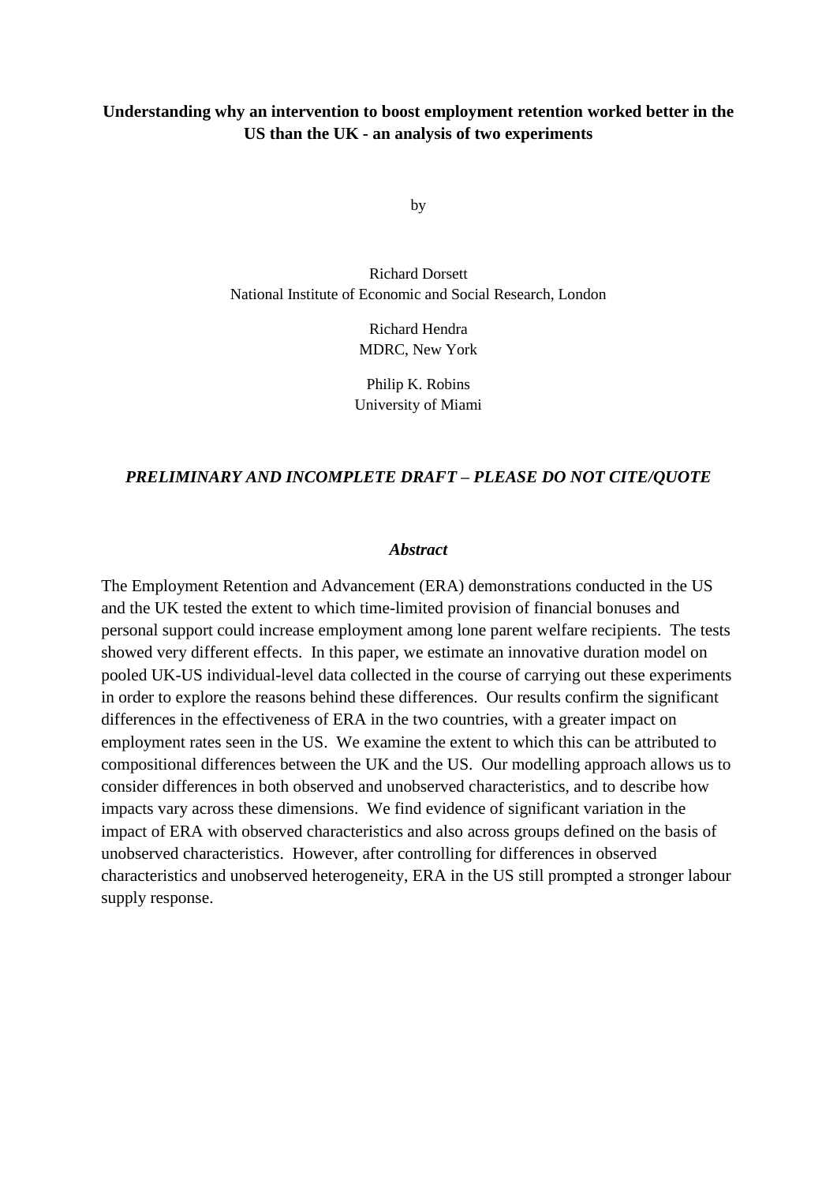**Understanding why an intervention to boost employment retention worked better in the US than the UK - an analysis of two experiments**

by

Richard Dorsett
National Institute of Economic and Social Research, London

Richard Hendra
MDRC, New York

Philip K. Robins
University of Miami

***PRELIMINARY AND INCOMPLETE DRAFT – PLEASE DO NOT CITE/QUOTE***

***Abstract***

The Employment Retention and Advancement (ERA) demonstrations conducted in the US and the UK tested the extent to which time-limited provision of financial bonuses and personal support could increase employment among lone parent welfare recipients. The tests showed very different effects. In this paper, we estimate an innovative duration model on pooled UK-US individual-level data collected in the course of carrying out these experiments in order to explore the reasons behind these differences. Our results confirm the significant differences in the effectiveness of ERA in the two countries, with a greater impact on employment rates seen in the US. We examine the extent to which this can be attributed to compositional differences between the UK and the US. Our modelling approach allows us to consider differences in both observed and unobserved characteristics, and to describe how impacts vary across these dimensions. We find evidence of significant variation in the impact of ERA with observed characteristics and also across groups defined on the basis of unobserved characteristics. However, after controlling for differences in observed characteristics and unobserved heterogeneity, ERA in the US still prompted a stronger labour supply response.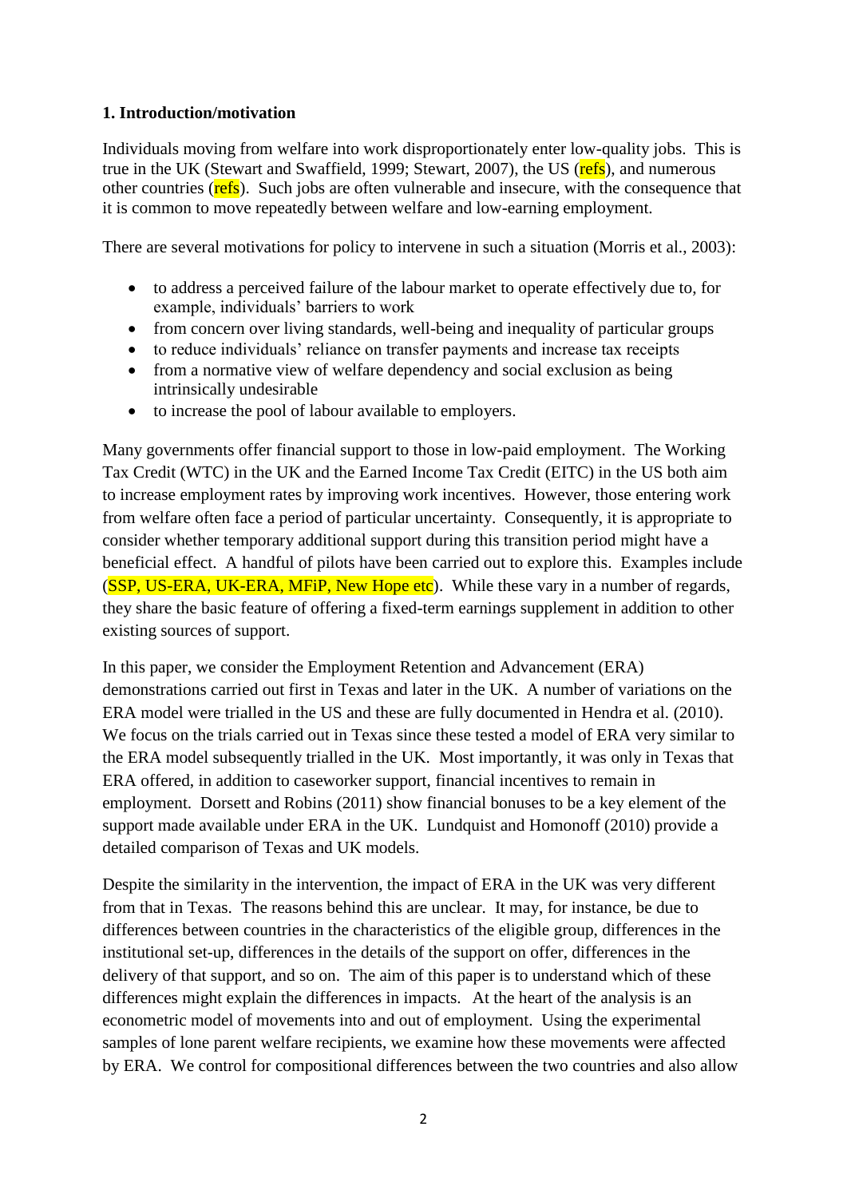**1. Introduction/motivation**

Individuals moving from welfare into work disproportionately enter low-quality jobs. This is true in the UK (Stewart and Swaffield, 1999; Stewart, 2007), the US (refs), and numerous other countries (refs). Such jobs are often vulnerable and insecure, with the consequence that it is common to move repeatedly between welfare and low-earning employment.

There are several motivations for policy to intervene in such a situation (Morris et al., 2003):

- to address a perceived failure of the labour market to operate effectively due to, for example, individuals' barriers to work
- from concern over living standards, well-being and inequality of particular groups
- to reduce individuals' reliance on transfer payments and increase tax receipts
- from a normative view of welfare dependency and social exclusion as being intrinsically undesirable
- to increase the pool of labour available to employers.

Many governments offer financial support to those in low-paid employment. The Working Tax Credit (WTC) in the UK and the Earned Income Tax Credit (EITC) in the US both aim to increase employment rates by improving work incentives. However, those entering work from welfare often face a period of particular uncertainty. Consequently, it is appropriate to consider whether temporary additional support during this transition period might have a beneficial effect. A handful of pilots have been carried out to explore this. Examples include (SSP, US-ERA, UK-ERA, MFiP, New Hope etc). While these vary in a number of regards, they share the basic feature of offering a fixed-term earnings supplement in addition to other existing sources of support.

In this paper, we consider the Employment Retention and Advancement (ERA) demonstrations carried out first in Texas and later in the UK. A number of variations on the ERA model were trialled in the US and these are fully documented in Hendra et al. (2010). We focus on the trials carried out in Texas since these tested a model of ERA very similar to the ERA model subsequently trialled in the UK. Most importantly, it was only in Texas that ERA offered, in addition to caseworker support, financial incentives to remain in employment. Dorsett and Robins (2011) show financial bonuses to be a key element of the support made available under ERA in the UK. Lundquist and Homonoff (2010) provide a detailed comparison of Texas and UK models.

Despite the similarity in the intervention, the impact of ERA in the UK was very different from that in Texas. The reasons behind this are unclear. It may, for instance, be due to differences between countries in the characteristics of the eligible group, differences in the institutional set-up, differences in the details of the support on offer, differences in the delivery of that support, and so on. The aim of this paper is to understand which of these differences might explain the differences in impacts. At the heart of the analysis is an econometric model of movements into and out of employment. Using the experimental samples of lone parent welfare recipients, we examine how these movements were affected by ERA. We control for compositional differences between the two countries and also allow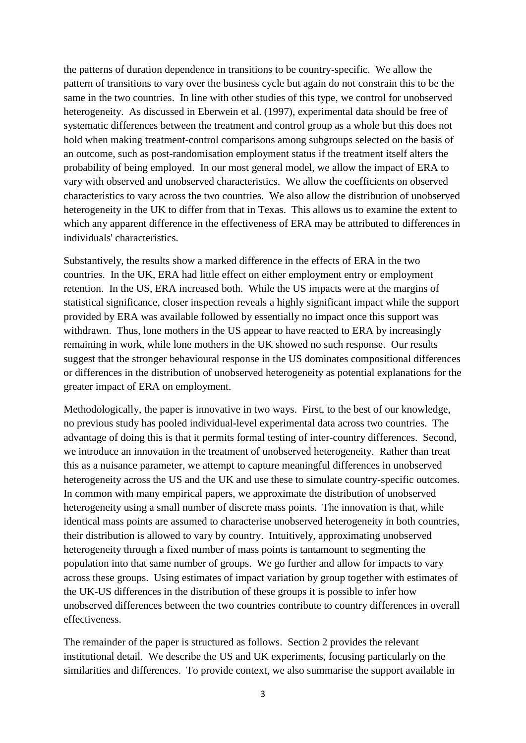the patterns of duration dependence in transitions to be country-specific. We allow the pattern of transitions to vary over the business cycle but again do not constrain this to be the same in the two countries. In line with other studies of this type, we control for unobserved heterogeneity. As discussed in Eberwein et al. (1997), experimental data should be free of systematic differences between the treatment and control group as a whole but this does not hold when making treatment-control comparisons among subgroups selected on the basis of an outcome, such as post-randomisation employment status if the treatment itself alters the probability of being employed. In our most general model, we allow the impact of ERA to vary with observed and unobserved characteristics. We allow the coefficients on observed characteristics to vary across the two countries. We also allow the distribution of unobserved heterogeneity in the UK to differ from that in Texas. This allows us to examine the extent to which any apparent difference in the effectiveness of ERA may be attributed to differences in individuals' characteristics.

Substantively, the results show a marked difference in the effects of ERA in the two countries. In the UK, ERA had little effect on either employment entry or employment retention. In the US, ERA increased both. While the US impacts were at the margins of statistical significance, closer inspection reveals a highly significant impact while the support provided by ERA was available followed by essentially no impact once this support was withdrawn. Thus, lone mothers in the US appear to have reacted to ERA by increasingly remaining in work, while lone mothers in the UK showed no such response. Our results suggest that the stronger behavioural response in the US dominates compositional differences or differences in the distribution of unobserved heterogeneity as potential explanations for the greater impact of ERA on employment.

Methodologically, the paper is innovative in two ways. First, to the best of our knowledge, no previous study has pooled individual-level experimental data across two countries. The advantage of doing this is that it permits formal testing of inter-country differences. Second, we introduce an innovation in the treatment of unobserved heterogeneity. Rather than treat this as a nuisance parameter, we attempt to capture meaningful differences in unobserved heterogeneity across the US and the UK and use these to simulate country-specific outcomes. In common with many empirical papers, we approximate the distribution of unobserved heterogeneity using a small number of discrete mass points. The innovation is that, while identical mass points are assumed to characterise unobserved heterogeneity in both countries, their distribution is allowed to vary by country. Intuitively, approximating unobserved heterogeneity through a fixed number of mass points is tantamount to segmenting the population into that same number of groups. We go further and allow for impacts to vary across these groups. Using estimates of impact variation by group together with estimates of the UK-US differences in the distribution of these groups it is possible to infer how unobserved differences between the two countries contribute to country differences in overall effectiveness.

The remainder of the paper is structured as follows. Section 2 provides the relevant institutional detail. We describe the US and UK experiments, focusing particularly on the similarities and differences. To provide context, we also summarise the support available in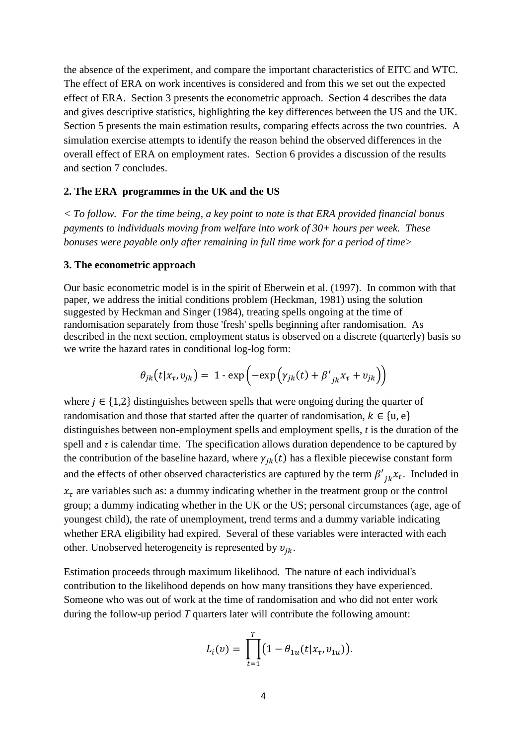the absence of the experiment, and compare the important characteristics of EITC and WTC. The effect of ERA on work incentives is considered and from this we set out the expected effect of ERA. Section 3 presents the econometric approach. Section 4 describes the data and gives descriptive statistics, highlighting the key differences between the US and the UK. Section 5 presents the main estimation results, comparing effects across the two countries. A simulation exercise attempts to identify the reason behind the observed differences in the overall effect of ERA on employment rates. Section 6 provides a discussion of the results and section 7 concludes.

## 2. The ERA programmes in the UK and the US

*< To follow. For the time being, a key point to note is that ERA provided financial bonus payments to individuals moving from welfare into work of 30+ hours per week. These bonuses were payable only after remaining in full time work for a period of time>*

## 3. The econometric approach

Our basic econometric model is in the spirit of Eberwein et al. (1997). In common with that paper, we address the initial conditions problem (Heckman, 1981) using the solution suggested by Heckman and Singer (1984), treating spells ongoing at the time of randomisation separately from those 'fresh' spells beginning after randomisation. As described in the next section, employment status is observed on a discrete (quarterly) basis so we write the hazard rates in conditional log-log form:

$$\theta_{jk}\left(t|x_\tau, v_{jk}\right) = 1 - \exp\left(-\exp\left(\gamma_{jk}(t) + \beta'_{jk}x_\tau + v_{jk}\right)\right)$$

where $j \in \{1,2\}$ distinguishes between spells that were ongoing during the quarter of randomisation and those that started after the quarter of randomisation, $k \in \{\text{u, e}\}$ distinguishes between non-employment spells and employment spells, $t$ is the duration of the spell and $\tau$ is calendar time. The specification allows duration dependence to be captured by the contribution of the baseline hazard, where $\gamma_{jk}(t)$ has a flexible piecewise constant form and the effects of other observed characteristics are captured by the term $\beta'_{jk}x_t$. Included in $x_\tau$ are variables such as: a dummy indicating whether in the treatment group or the control group; a dummy indicating whether in the UK or the US; personal circumstances (age, age of youngest child), the rate of unemployment, trend terms and a dummy variable indicating whether ERA eligibility had expired. Several of these variables were interacted with each other. Unobserved heterogeneity is represented by $v_{jk}$.

Estimation proceeds through maximum likelihood. The nature of each individual's contribution to the likelihood depends on how many transitions they have experienced. Someone who was out of work at the time of randomisation and who did not enter work during the follow-up period $T$ quarters later will contribute the following amount:

$$L_i(v) = \prod_{t=1}^{T}\left(1 - \theta_{1u}(t|x_\tau, v_{1u})\right).$$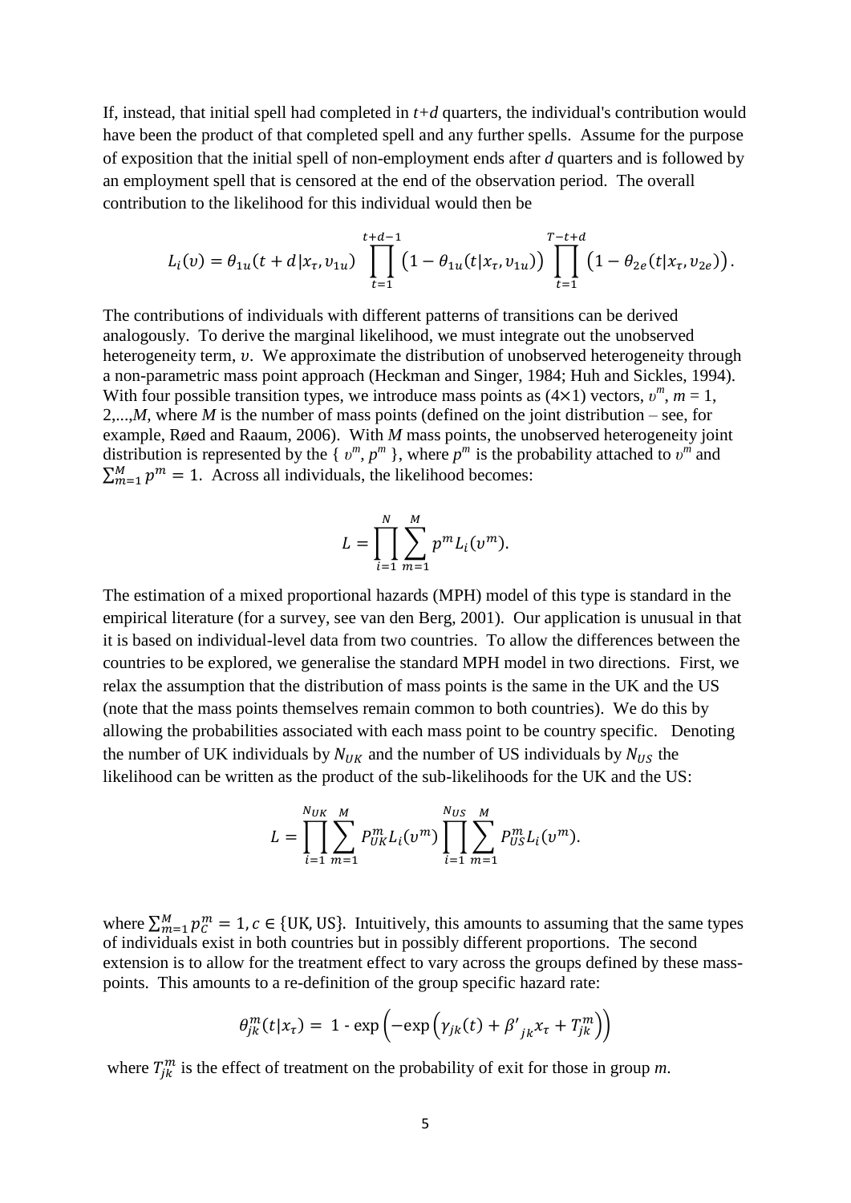If, instead, that initial spell had completed in $t+d$ quarters, the individual's contribution would have been the product of that completed spell and any further spells. Assume for the purpose of exposition that the initial spell of non-employment ends after $d$ quarters and is followed by an employment spell that is censored at the end of the observation period. The overall contribution to the likelihood for this individual would then be

$$L_i(\upsilon) = \theta_{1u}(t+d|x_\tau, \upsilon_{1u}) \prod_{t=1}^{t+d-1} \left(1 - \theta_{1u}(t|x_\tau, \upsilon_{1u})\right) \prod_{t=1}^{T-t+d} \left(1 - \theta_{2e}(t|x_\tau, \upsilon_{2e})\right).$$

The contributions of individuals with different patterns of transitions can be derived analogously. To derive the marginal likelihood, we must integrate out the unobserved heterogeneity term, $\upsilon$. We approximate the distribution of unobserved heterogeneity through a non-parametric mass point approach (Heckman and Singer, 1984; Huh and Sickles, 1994). With four possible transition types, we introduce mass points as $(4\times1)$ vectors, $\upsilon^m$, $m = 1, 2,...,M$, where $M$ is the number of mass points (defined on the joint distribution – see, for example, Røed and Raaum, 2006). With $M$ mass points, the unobserved heterogeneity joint distribution is represented by the $\{ \upsilon^m, p^m \}$, where $p^m$ is the probability attached to $\upsilon^m$ and $\sum_{m=1}^{M} p^m = 1$. Across all individuals, the likelihood becomes:

$$L = \prod_{i=1}^{N} \sum_{m=1}^{M} p^m L_i(\upsilon^m).$$

The estimation of a mixed proportional hazards (MPH) model of this type is standard in the empirical literature (for a survey, see van den Berg, 2001). Our application is unusual in that it is based on individual-level data from two countries. To allow the differences between the countries to be explored, we generalise the standard MPH model in two directions. First, we relax the assumption that the distribution of mass points is the same in the UK and the US (note that the mass points themselves remain common to both countries). We do this by allowing the probabilities associated with each mass point to be country specific. Denoting the number of UK individuals by $N_{UK}$ and the number of US individuals by $N_{US}$ the likelihood can be written as the product of the sub-likelihoods for the UK and the US:

$$L = \prod_{i=1}^{N_{UK}} \sum_{m=1}^{M} P_{UK}^m L_i(\upsilon^m) \prod_{i=1}^{N_{US}} \sum_{m=1}^{M} P_{US}^m L_i(\upsilon^m).$$

where $\sum_{m=1}^{M} p_C^m = 1, c \in \{\text{UK, US}\}$. Intuitively, this amounts to assuming that the same types of individuals exist in both countries but in possibly different proportions. The second extension is to allow for the treatment effect to vary across the groups defined by these mass-points. This amounts to a re-definition of the group specific hazard rate:

$$\theta_{jk}^m(t|x_\tau) = 1 - \exp\left(-\exp\left(\gamma_{jk}(t) + \beta'_{jk} x_\tau + T_{jk}^m\right)\right)$$

where $T_{jk}^m$ is the effect of treatment on the probability of exit for those in group $m$.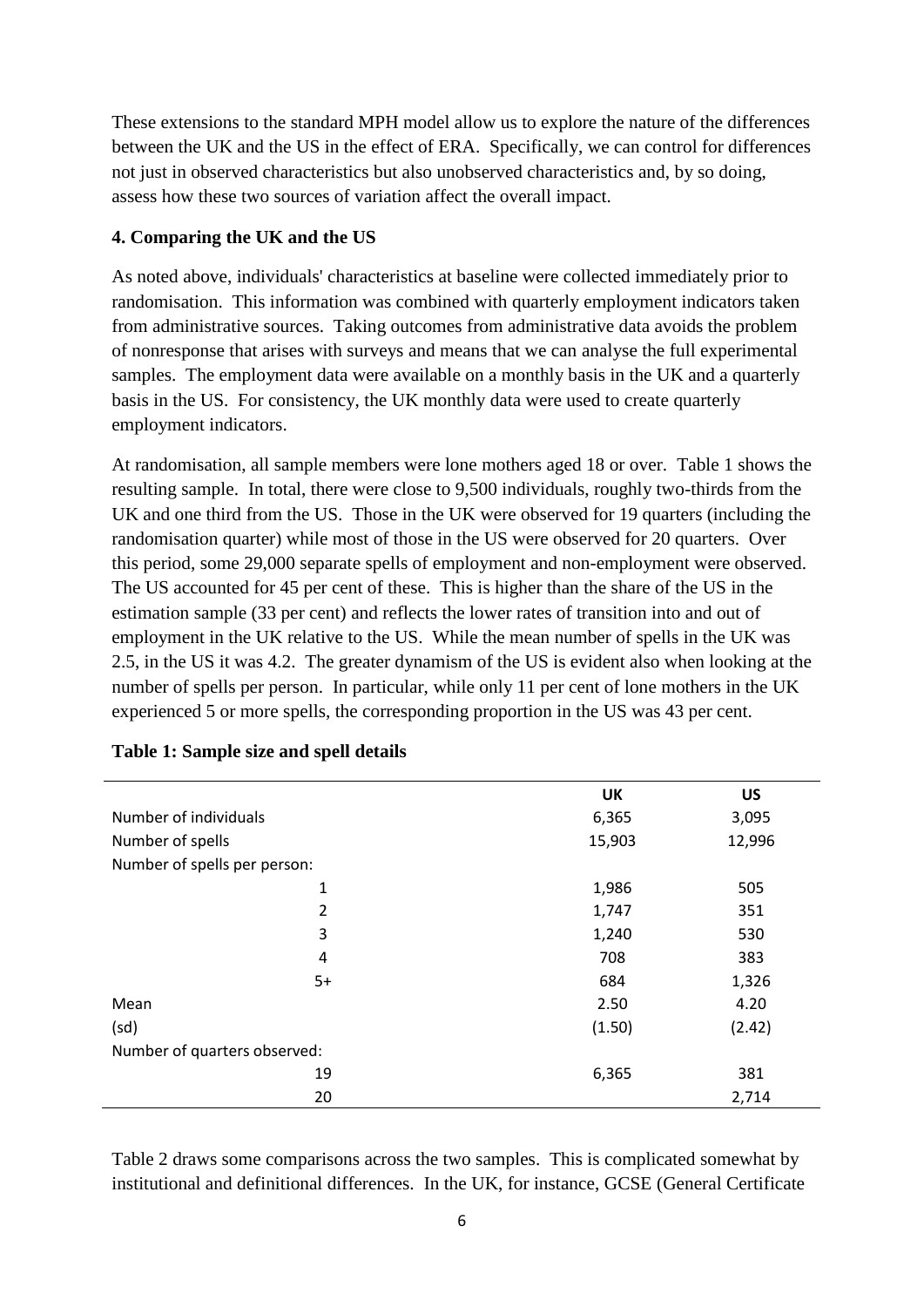These extensions to the standard MPH model allow us to explore the nature of the differences between the UK and the US in the effect of ERA. Specifically, we can control for differences not just in observed characteristics but also unobserved characteristics and, by so doing, assess how these two sources of variation affect the overall impact.

## 4. Comparing the UK and the US

As noted above, individuals' characteristics at baseline were collected immediately prior to randomisation. This information was combined with quarterly employment indicators taken from administrative sources. Taking outcomes from administrative data avoids the problem of nonresponse that arises with surveys and means that we can analyse the full experimental samples. The employment data were available on a monthly basis in the UK and a quarterly basis in the US. For consistency, the UK monthly data were used to create quarterly employment indicators.

At randomisation, all sample members were lone mothers aged 18 or over. Table 1 shows the resulting sample. In total, there were close to 9,500 individuals, roughly two-thirds from the UK and one third from the US. Those in the UK were observed for 19 quarters (including the randomisation quarter) while most of those in the US were observed for 20 quarters. Over this period, some 29,000 separate spells of employment and non-employment were observed. The US accounted for 45 per cent of these. This is higher than the share of the US in the estimation sample (33 per cent) and reflects the lower rates of transition into and out of employment in the UK relative to the US. While the mean number of spells in the UK was 2.5, in the US it was 4.2. The greater dynamism of the US is evident also when looking at the number of spells per person. In particular, while only 11 per cent of lone mothers in the UK experienced 5 or more spells, the corresponding proportion in the US was 43 per cent.

**Table 1: Sample size and spell details**

| | UK | US |
|---|---|---|
| Number of individuals | 6,365 | 3,095 |
| Number of spells | 15,903 | 12,996 |
| Number of spells per person: | | |
| 1 | 1,986 | 505 |
| 2 | 1,747 | 351 |
| 3 | 1,240 | 530 |
| 4 | 708 | 383 |
| 5+ | 684 | 1,326 |
| Mean | 2.50 | 4.20 |
| (sd) | (1.50) | (2.42) |
| Number of quarters observed: | | |
| 19 | 6,365 | 381 |
| 20 | | 2,714 |

Table 2 draws some comparisons across the two samples. This is complicated somewhat by institutional and definitional differences. In the UK, for instance, GCSE (General Certificate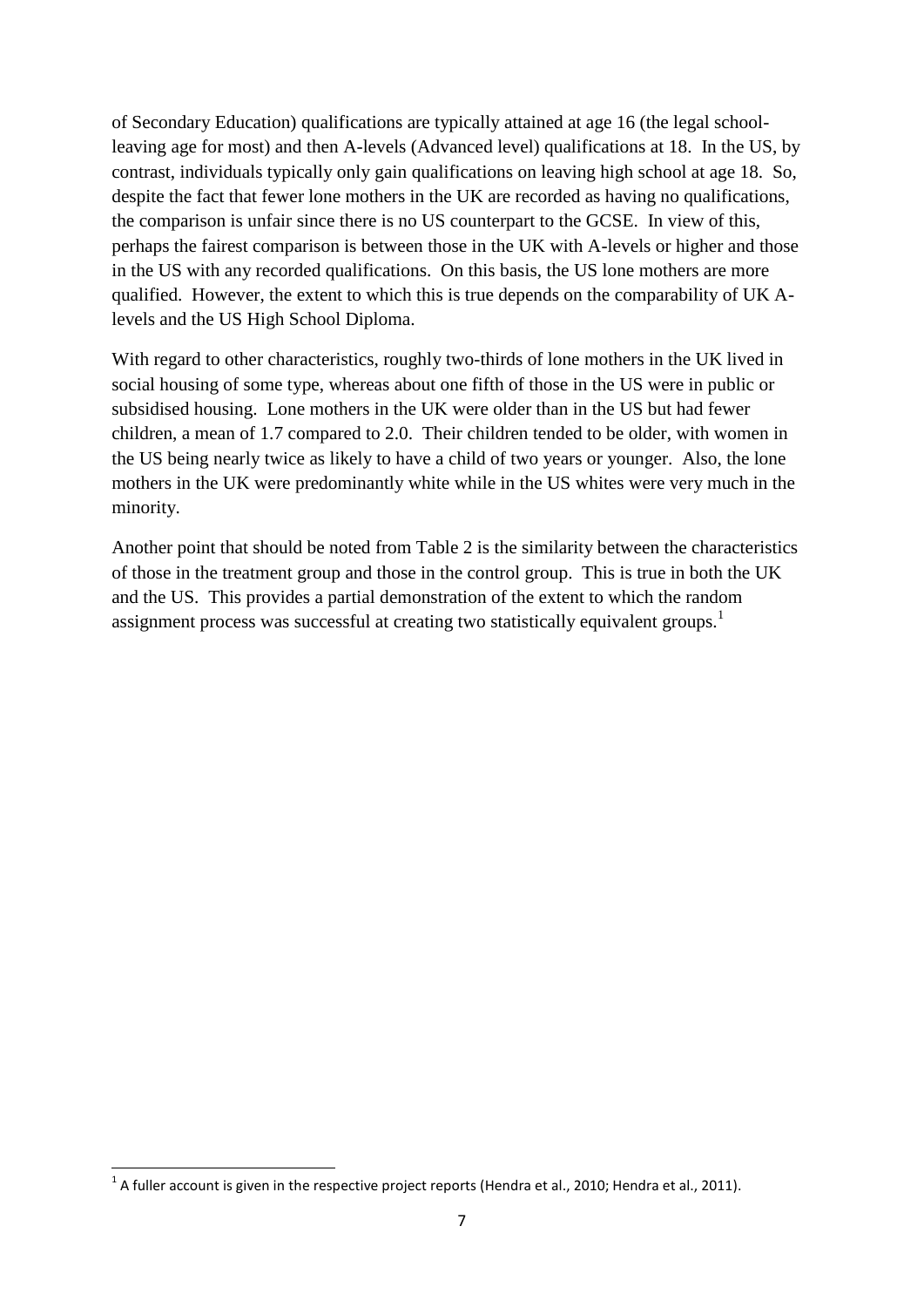of Secondary Education) qualifications are typically attained at age 16 (the legal school-leaving age for most) and then A-levels (Advanced level) qualifications at 18. In the US, by contrast, individuals typically only gain qualifications on leaving high school at age 18. So, despite the fact that fewer lone mothers in the UK are recorded as having no qualifications, the comparison is unfair since there is no US counterpart to the GCSE. In view of this, perhaps the fairest comparison is between those in the UK with A-levels or higher and those in the US with any recorded qualifications. On this basis, the US lone mothers are more qualified. However, the extent to which this is true depends on the comparability of UK A-levels and the US High School Diploma.

With regard to other characteristics, roughly two-thirds of lone mothers in the UK lived in social housing of some type, whereas about one fifth of those in the US were in public or subsidised housing. Lone mothers in the UK were older than in the US but had fewer children, a mean of 1.7 compared to 2.0. Their children tended to be older, with women in the US being nearly twice as likely to have a child of two years or younger. Also, the lone mothers in the UK were predominantly white while in the US whites were very much in the minority.

Another point that should be noted from Table 2 is the similarity between the characteristics of those in the treatment group and those in the control group. This is true in both the UK and the US. This provides a partial demonstration of the extent to which the random assignment process was successful at creating two statistically equivalent groups.[1]

[1] A fuller account is given in the respective project reports (Hendra et al., 2010; Hendra et al., 2011).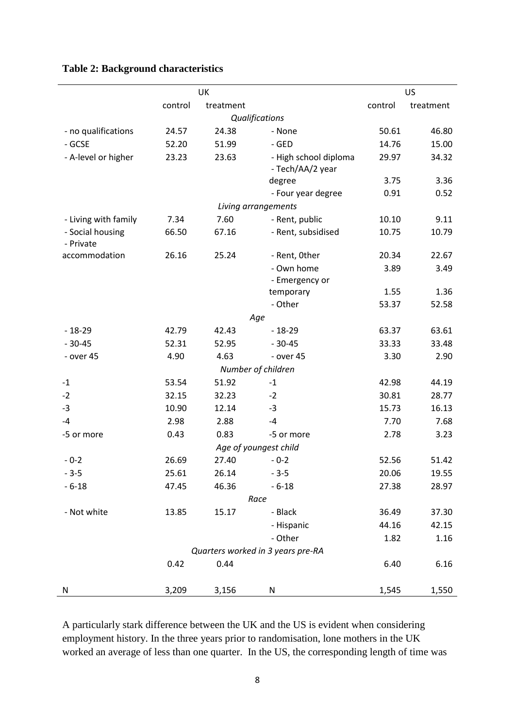**Table 2: Background characteristics**

| | UK | | | US | |
|---|---|---|---|---|---|
| | control | treatment | | control | treatment |
| | | | *Qualifications* | | |
| - no qualifications | 24.57 | 24.38 | - None | 50.61 | 46.80 |
| - GCSE | 52.20 | 51.99 | - GED | 14.76 | 15.00 |
| - A-level or higher | 23.23 | 23.63 | - High school diploma | 29.97 | 34.32 |
| | | | - Tech/AA/2 year degree | 3.75 | 3.36 |
| | | | - Four year degree | 0.91 | 0.52 |
| | | | *Living arrangements* | | |
| - Living with family | 7.34 | 7.60 | - Rent, public | 10.10 | 9.11 |
| - Social housing | 66.50 | 67.16 | - Rent, subsidised | 10.75 | 10.79 |
| - Private accommodation | 26.16 | 25.24 | - Rent, 0ther | 20.34 | 22.67 |
| | | | - Own home | 3.89 | 3.49 |
| | | | - Emergency or temporary | 1.55 | 1.36 |
| | | | - Other | 53.37 | 52.58 |
| | | | *Age* | | |
| - 18-29 | 42.79 | 42.43 | - 18-29 | 63.37 | 63.61 |
| - 30-45 | 52.31 | 52.95 | - 30-45 | 33.33 | 33.48 |
| - over 45 | 4.90 | 4.63 | - over 45 | 3.30 | 2.90 |
| | | | *Number of children* | | |
| -1 | 53.54 | 51.92 | -1 | 42.98 | 44.19 |
| -2 | 32.15 | 32.23 | -2 | 30.81 | 28.77 |
| -3 | 10.90 | 12.14 | -3 | 15.73 | 16.13 |
| -4 | 2.98 | 2.88 | -4 | 7.70 | 7.68 |
| -5 or more | 0.43 | 0.83 | -5 or more | 2.78 | 3.23 |
| | | | *Age of youngest child* | | |
| - 0-2 | 26.69 | 27.40 | - 0-2 | 52.56 | 51.42 |
| - 3-5 | 25.61 | 26.14 | - 3-5 | 20.06 | 19.55 |
| - 6-18 | 47.45 | 46.36 | - 6-18 | 27.38 | 28.97 |
| | | | *Race* | | |
| - Not white | 13.85 | 15.17 | - Black | 36.49 | 37.30 |
| | | | - Hispanic | 44.16 | 42.15 |
| | | | - Other | 1.82 | 1.16 |
| | | | *Quarters worked in 3 years pre-RA* | | |
| | 0.42 | 0.44 | | 6.40 | 6.16 |
| N | 3,209 | 3,156 | N | 1,545 | 1,550 |

A particularly stark difference between the UK and the US is evident when considering employment history. In the three years prior to randomisation, lone mothers in the UK worked an average of less than one quarter. In the US, the corresponding length of time was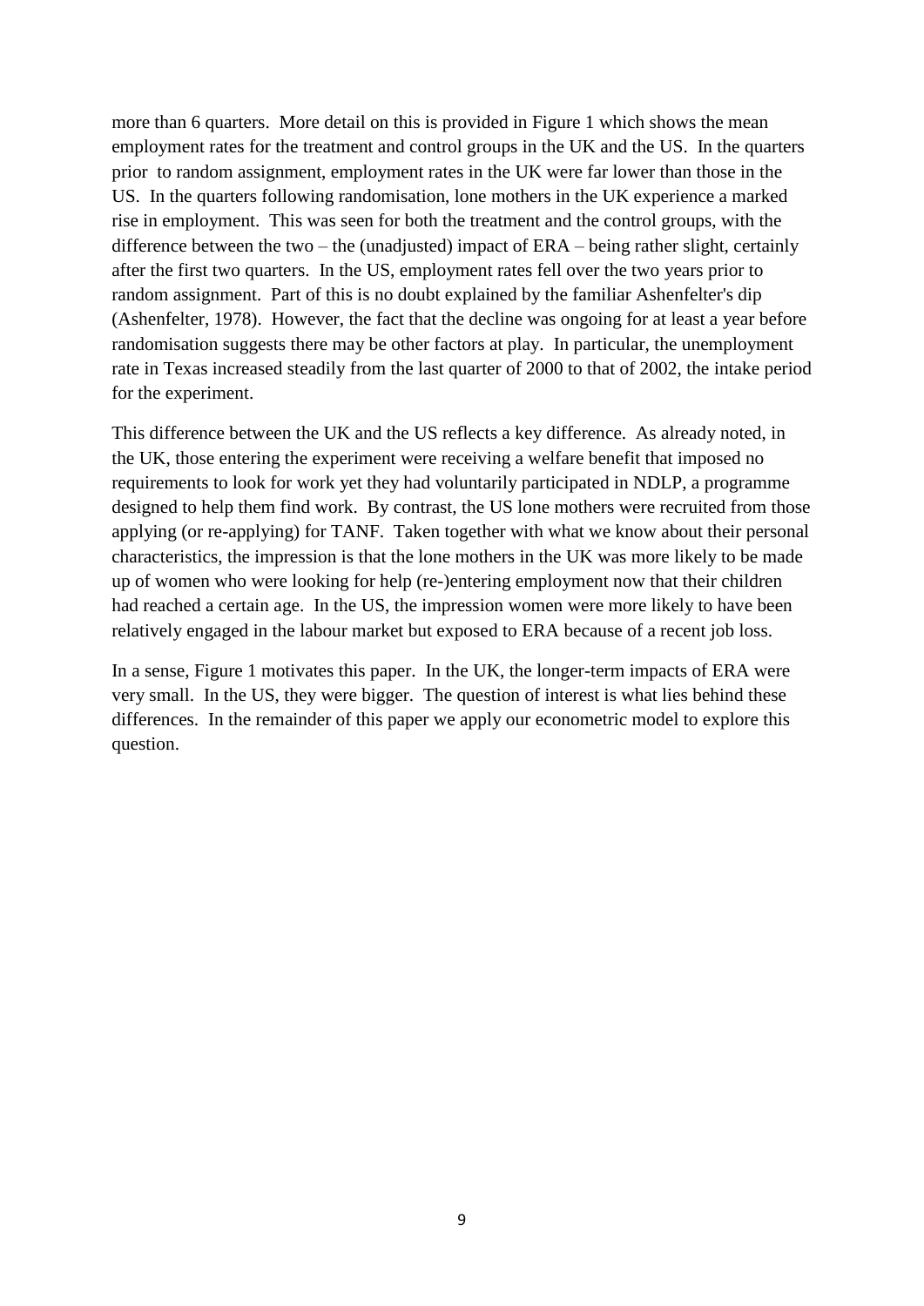more than 6 quarters. More detail on this is provided in Figure 1 which shows the mean employment rates for the treatment and control groups in the UK and the US. In the quarters prior to random assignment, employment rates in the UK were far lower than those in the US. In the quarters following randomisation, lone mothers in the UK experience a marked rise in employment. This was seen for both the treatment and the control groups, with the difference between the two – the (unadjusted) impact of ERA – being rather slight, certainly after the first two quarters. In the US, employment rates fell over the two years prior to random assignment. Part of this is no doubt explained by the familiar Ashenfelter's dip (Ashenfelter, 1978). However, the fact that the decline was ongoing for at least a year before randomisation suggests there may be other factors at play. In particular, the unemployment rate in Texas increased steadily from the last quarter of 2000 to that of 2002, the intake period for the experiment.

This difference between the UK and the US reflects a key difference. As already noted, in the UK, those entering the experiment were receiving a welfare benefit that imposed no requirements to look for work yet they had voluntarily participated in NDLP, a programme designed to help them find work. By contrast, the US lone mothers were recruited from those applying (or re-applying) for TANF. Taken together with what we know about their personal characteristics, the impression is that the lone mothers in the UK was more likely to be made up of women who were looking for help (re-)entering employment now that their children had reached a certain age. In the US, the impression women were more likely to have been relatively engaged in the labour market but exposed to ERA because of a recent job loss.

In a sense, Figure 1 motivates this paper. In the UK, the longer-term impacts of ERA were very small. In the US, they were bigger. The question of interest is what lies behind these differences. In the remainder of this paper we apply our econometric model to explore this question.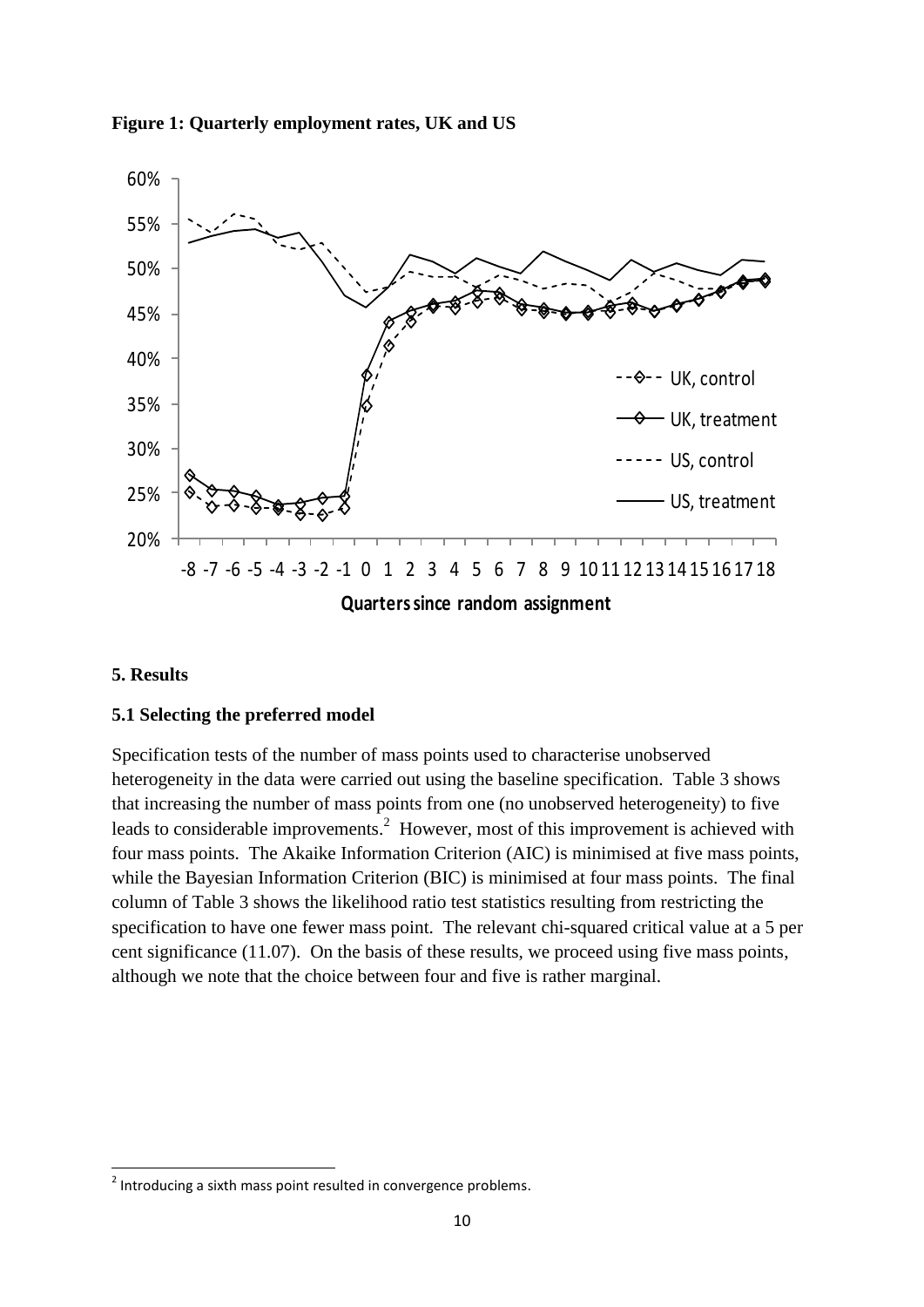**Figure 1: Quarterly employment rates, UK and US**

## 5. Results

### 5.1 Selecting the preferred model

Specification tests of the number of mass points used to characterise unobserved heterogeneity in the data were carried out using the baseline specification. Table 3 shows that increasing the number of mass points from one (no unobserved heterogeneity) to five leads to considerable improvements.[2] However, most of this improvement is achieved with four mass points. The Akaike Information Criterion (AIC) is minimised at five mass points, while the Bayesian Information Criterion (BIC) is minimised at four mass points. The final column of Table 3 shows the likelihood ratio test statistics resulting from restricting the specification to have one fewer mass point. The relevant chi-squared critical value at a 5 per cent significance (11.07). On the basis of these results, we proceed using five mass points, although we note that the choice between four and five is rather marginal.

[2] Introducing a sixth mass point resulted in convergence problems.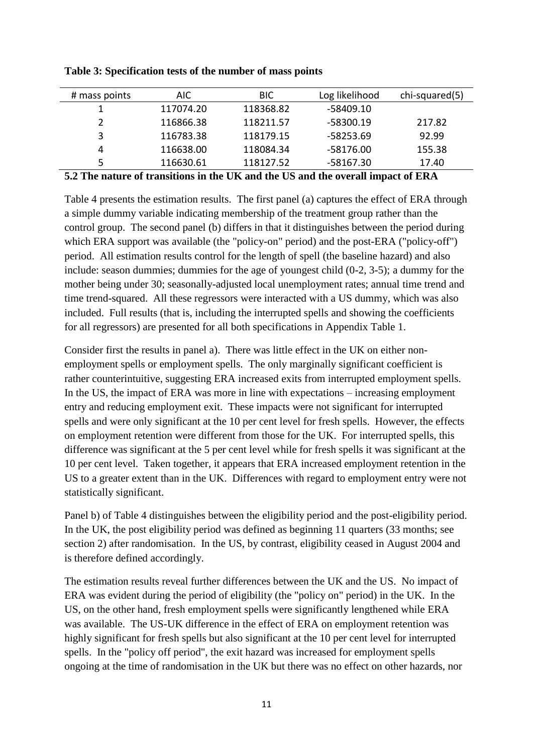**Table 3: Specification tests of the number of mass points**

| # mass points | AIC | BIC | Log likelihood | chi-squared(5) |
|---|---|---|---|---|
| 1 | 117074.20 | 118368.82 | -58409.10 | |
| 2 | 116866.38 | 118211.57 | -58300.19 | 217.82 |
| 3 | 116783.38 | 118179.15 | -58253.69 | 92.99 |
| 4 | 116638.00 | 118084.34 | -58176.00 | 155.38 |
| 5 | 116630.61 | 118127.52 | -58167.30 | 17.40 |

### 5.2 The nature of transitions in the UK and the US and the overall impact of ERA

Table 4 presents the estimation results. The first panel (a) captures the effect of ERA through a simple dummy variable indicating membership of the treatment group rather than the control group. The second panel (b) differs in that it distinguishes between the period during which ERA support was available (the "policy-on" period) and the post-ERA ("policy-off") period. All estimation results control for the length of spell (the baseline hazard) and also include: season dummies; dummies for the age of youngest child (0-2, 3-5); a dummy for the mother being under 30; seasonally-adjusted local unemployment rates; annual time trend and time trend-squared. All these regressors were interacted with a US dummy, which was also included. Full results (that is, including the interrupted spells and showing the coefficients for all regressors) are presented for all both specifications in Appendix Table 1.

Consider first the results in panel a). There was little effect in the UK on either non-employment spells or employment spells. The only marginally significant coefficient is rather counterintuitive, suggesting ERA increased exits from interrupted employment spells. In the US, the impact of ERA was more in line with expectations – increasing employment entry and reducing employment exit. These impacts were not significant for interrupted spells and were only significant at the 10 per cent level for fresh spells. However, the effects on employment retention were different from those for the UK. For interrupted spells, this difference was significant at the 5 per cent level while for fresh spells it was significant at the 10 per cent level. Taken together, it appears that ERA increased employment retention in the US to a greater extent than in the UK. Differences with regard to employment entry were not statistically significant.

Panel b) of Table 4 distinguishes between the eligibility period and the post-eligibility period. In the UK, the post eligibility period was defined as beginning 11 quarters (33 months; see section 2) after randomisation. In the US, by contrast, eligibility ceased in August 2004 and is therefore defined accordingly.

The estimation results reveal further differences between the UK and the US. No impact of ERA was evident during the period of eligibility (the "policy on" period) in the UK. In the US, on the other hand, fresh employment spells were significantly lengthened while ERA was available. The US-UK difference in the effect of ERA on employment retention was highly significant for fresh spells but also significant at the 10 per cent level for interrupted spells. In the "policy off period", the exit hazard was increased for employment spells ongoing at the time of randomisation in the UK but there was no effect on other hazards, nor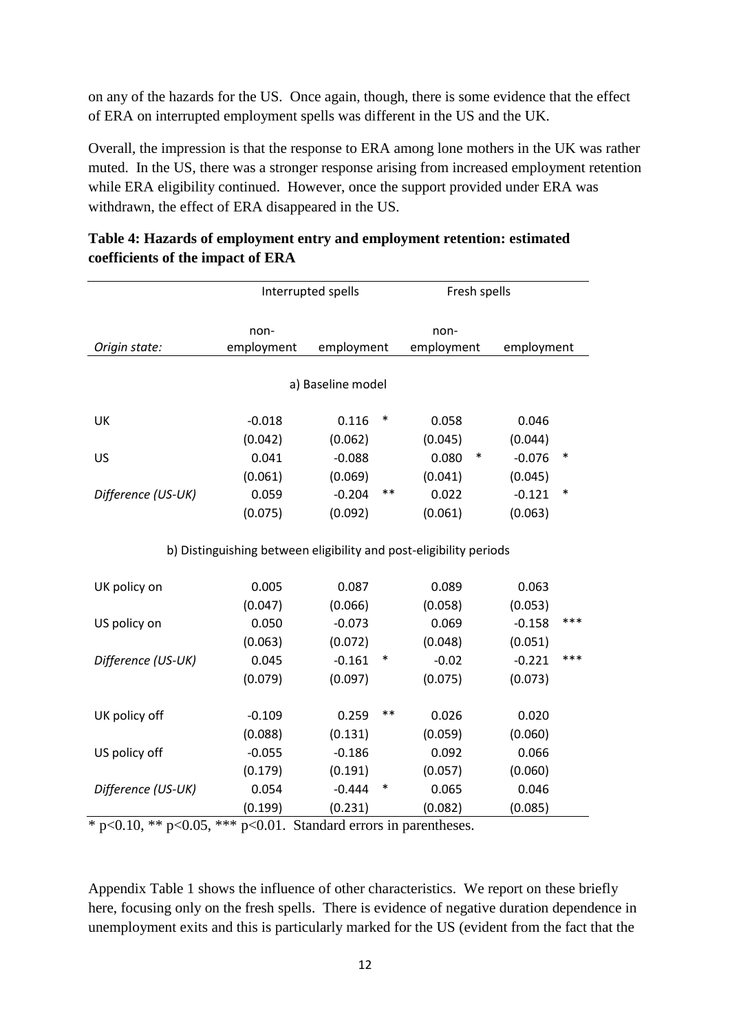on any of the hazards for the US. Once again, though, there is some evidence that the effect of ERA on interrupted employment spells was different in the US and the UK.

Overall, the impression is that the response to ERA among lone mothers in the UK was rather muted. In the US, there was a stronger response arising from increased employment retention while ERA eligibility continued. However, once the support provided under ERA was withdrawn, the effect of ERA disappeared in the US.

**Table 4: Hazards of employment entry and employment retention: estimated coefficients of the impact of ERA**

| | Interrupted spells | | Fresh spells | |
|---|---|---|---|---|
| *Origin state:* | non-employment | employment | non-employment | employment |
| **a) Baseline model** | | | | |
| UK | -0.018 | 0.116 * | 0.058 | 0.046 |
| | (0.042) | (0.062) | (0.045) | (0.044) |
| US | 0.041 | -0.088 | 0.080 * | -0.076 * |
| | (0.061) | (0.069) | (0.041) | (0.045) |
| *Difference (US-UK)* | 0.059 | -0.204 ** | 0.022 | -0.121 * |
| | (0.075) | (0.092) | (0.061) | (0.063) |
| **b) Distinguishing between eligibility and post-eligibility periods** | | | | |
| UK policy on | 0.005 | 0.087 | 0.089 | 0.063 |
| | (0.047) | (0.066) | (0.058) | (0.053) |
| US policy on | 0.050 | -0.073 | 0.069 | -0.158 *** |
| | (0.063) | (0.072) | (0.048) | (0.051) |
| *Difference (US-UK)* | 0.045 | -0.161 * | -0.02 | -0.221 *** |
| | (0.079) | (0.097) | (0.075) | (0.073) |
| UK policy off | -0.109 | 0.259 ** | 0.026 | 0.020 |
| | (0.088) | (0.131) | (0.059) | (0.060) |
| US policy off | -0.055 | -0.186 | 0.092 | 0.066 |
| | (0.179) | (0.191) | (0.057) | (0.060) |
| *Difference (US-UK)* | 0.054 | -0.444 * | 0.065 | 0.046 |
| | (0.199) | (0.231) | (0.082) | (0.085) |

\* $p<0.10$, ** $p<0.05$, *** $p<0.01$. Standard errors in parentheses.

Appendix Table 1 shows the influence of other characteristics. We report on these briefly here, focusing only on the fresh spells. There is evidence of negative duration dependence in unemployment exits and this is particularly marked for the US (evident from the fact that the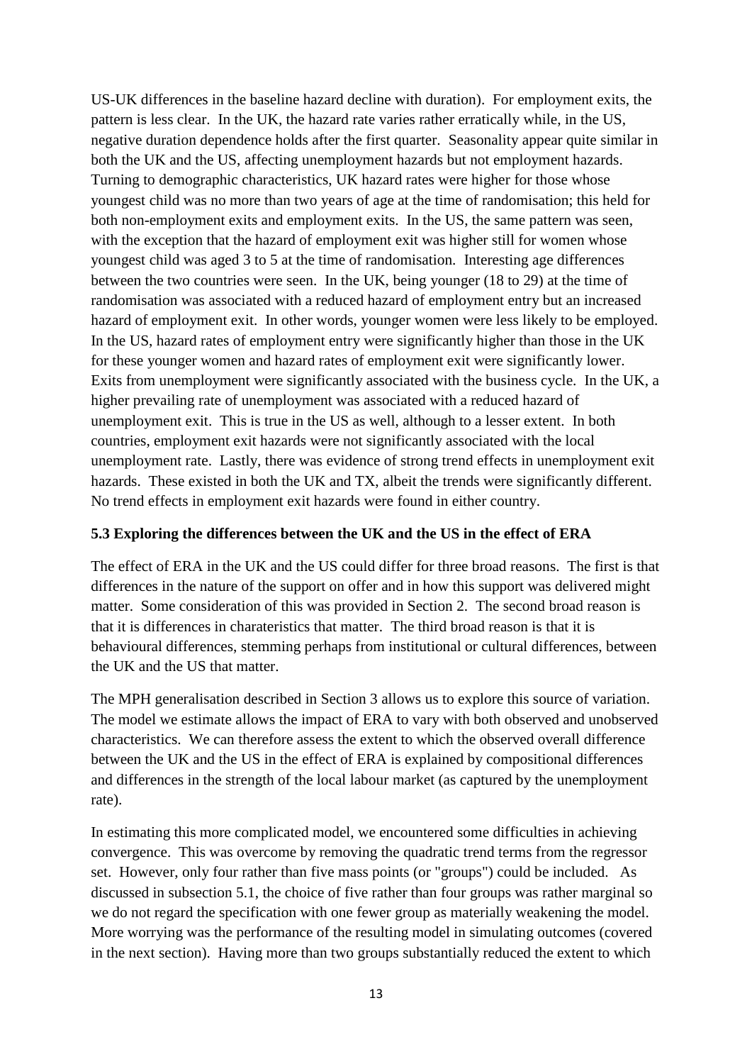US-UK differences in the baseline hazard decline with duration). For employment exits, the pattern is less clear. In the UK, the hazard rate varies rather erratically while, in the US, negative duration dependence holds after the first quarter. Seasonality appear quite similar in both the UK and the US, affecting unemployment hazards but not employment hazards. Turning to demographic characteristics, UK hazard rates were higher for those whose youngest child was no more than two years of age at the time of randomisation; this held for both non-employment exits and employment exits. In the US, the same pattern was seen, with the exception that the hazard of employment exit was higher still for women whose youngest child was aged 3 to 5 at the time of randomisation. Interesting age differences between the two countries were seen. In the UK, being younger (18 to 29) at the time of randomisation was associated with a reduced hazard of employment entry but an increased hazard of employment exit. In other words, younger women were less likely to be employed. In the US, hazard rates of employment entry were significantly higher than those in the UK for these younger women and hazard rates of employment exit were significantly lower. Exits from unemployment were significantly associated with the business cycle. In the UK, a higher prevailing rate of unemployment was associated with a reduced hazard of unemployment exit. This is true in the US as well, although to a lesser extent. In both countries, employment exit hazards were not significantly associated with the local unemployment rate. Lastly, there was evidence of strong trend effects in unemployment exit hazards. These existed in both the UK and TX, albeit the trends were significantly different. No trend effects in employment exit hazards were found in either country.

### 5.3 Exploring the differences between the UK and the US in the effect of ERA

The effect of ERA in the UK and the US could differ for three broad reasons. The first is that differences in the nature of the support on offer and in how this support was delivered might matter. Some consideration of this was provided in Section 2. The second broad reason is that it is differences in charateristics that matter. The third broad reason is that it is behavioural differences, stemming perhaps from institutional or cultural differences, between the UK and the US that matter.

The MPH generalisation described in Section 3 allows us to explore this source of variation. The model we estimate allows the impact of ERA to vary with both observed and unobserved characteristics. We can therefore assess the extent to which the observed overall difference between the UK and the US in the effect of ERA is explained by compositional differences and differences in the strength of the local labour market (as captured by the unemployment rate).

In estimating this more complicated model, we encountered some difficulties in achieving convergence. This was overcome by removing the quadratic trend terms from the regressor set. However, only four rather than five mass points (or "groups") could be included. As discussed in subsection 5.1, the choice of five rather than four groups was rather marginal so we do not regard the specification with one fewer group as materially weakening the model. More worrying was the performance of the resulting model in simulating outcomes (covered in the next section). Having more than two groups substantially reduced the extent to which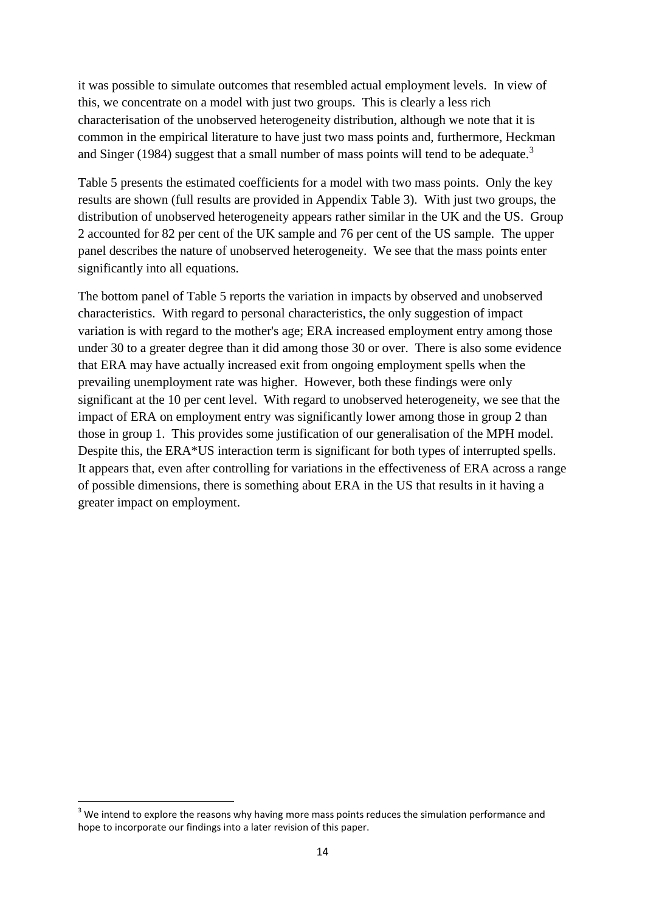it was possible to simulate outcomes that resembled actual employment levels. In view of this, we concentrate on a model with just two groups. This is clearly a less rich characterisation of the unobserved heterogeneity distribution, although we note that it is common in the empirical literature to have just two mass points and, furthermore, Heckman and Singer (1984) suggest that a small number of mass points will tend to be adequate.[3]

Table 5 presents the estimated coefficients for a model with two mass points. Only the key results are shown (full results are provided in Appendix Table 3). With just two groups, the distribution of unobserved heterogeneity appears rather similar in the UK and the US. Group 2 accounted for 82 per cent of the UK sample and 76 per cent of the US sample. The upper panel describes the nature of unobserved heterogeneity. We see that the mass points enter significantly into all equations.

The bottom panel of Table 5 reports the variation in impacts by observed and unobserved characteristics. With regard to personal characteristics, the only suggestion of impact variation is with regard to the mother's age; ERA increased employment entry among those under 30 to a greater degree than it did among those 30 or over. There is also some evidence that ERA may have actually increased exit from ongoing employment spells when the prevailing unemployment rate was higher. However, both these findings were only significant at the 10 per cent level. With regard to unobserved heterogeneity, we see that the impact of ERA on employment entry was significantly lower among those in group 2 than those in group 1. This provides some justification of our generalisation of the MPH model. Despite this, the ERA*US interaction term is significant for both types of interrupted spells. It appears that, even after controlling for variations in the effectiveness of ERA across a range of possible dimensions, there is something about ERA in the US that results in it having a greater impact on employment.

[3] We intend to explore the reasons why having more mass points reduces the simulation performance and hope to incorporate our findings into a later revision of this paper.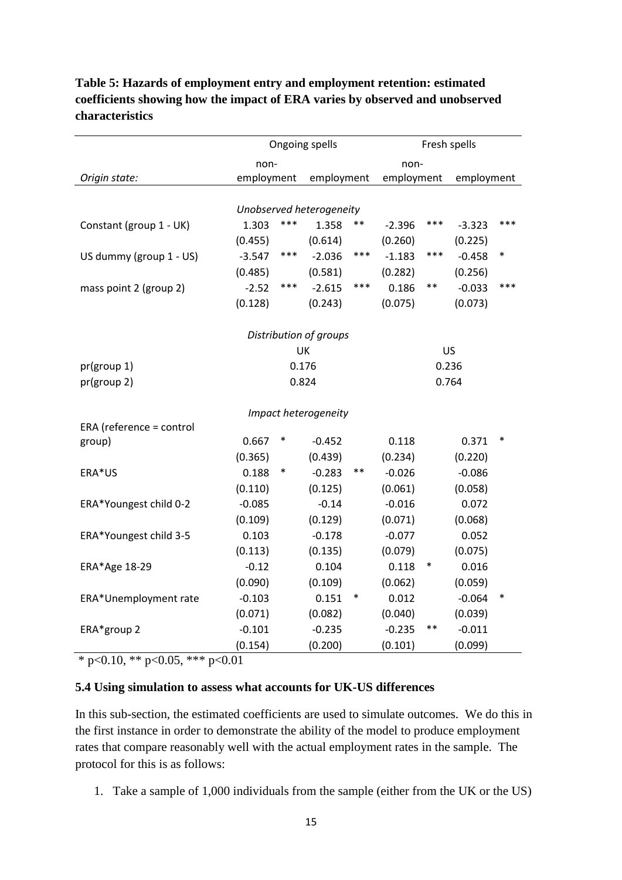**Table 5: Hazards of employment entry and employment retention: estimated coefficients showing how the impact of ERA varies by observed and unobserved characteristics**

| | Ongoing spells | | | | Fresh spells | | | |
|---|---|---|---|---|---|---|---|---|
| *Origin state:* | non-employment | | employment | | non-employment | | employment | |
| | *Unobserved heterogeneity* | | | | | | | |
| Constant (group 1 - UK) | 1.303 | *** | 1.358 | ** | -2.396 | *** | -3.323 | *** |
| | (0.455) | | (0.614) | | (0.260) | | (0.225) | |
| US dummy (group 1 - US) | -3.547 | *** | -2.036 | *** | -1.183 | *** | -0.458 | * |
| | (0.485) | | (0.581) | | (0.282) | | (0.256) | |
| mass point 2 (group 2) | -2.52 | *** | -2.615 | *** | 0.186 | ** | -0.033 | *** |
| | (0.128) | | (0.243) | | (0.075) | | (0.073) | |
| | *Distribution of groups* | | | | | | | |
| | UK | | | | US | | | |
| pr(group 1) | 0.176 | | | | 0.236 | | | |
| pr(group 2) | 0.824 | | | | 0.764 | | | |
| | *Impact heterogeneity* | | | | | | | |
| ERA (reference = control group) | 0.667 | * | -0.452 | | 0.118 | | 0.371 | * |
| | (0.365) | | (0.439) | | (0.234) | | (0.220) | |
| ERA*US | 0.188 | * | -0.283 | ** | -0.026 | | -0.086 | |
| | (0.110) | | (0.125) | | (0.061) | | (0.058) | |
| ERA*Youngest child 0-2 | -0.085 | | -0.14 | | -0.016 | | 0.072 | |
| | (0.109) | | (0.129) | | (0.071) | | (0.068) | |
| ERA*Youngest child 3-5 | 0.103 | | -0.178 | | -0.077 | | 0.052 | |
| | (0.113) | | (0.135) | | (0.079) | | (0.075) | |
| ERA*Age 18-29 | -0.12 | | 0.104 | | 0.118 | * | 0.016 | |
| | (0.090) | | (0.109) | | (0.062) | | (0.059) | |
| ERA*Unemployment rate | -0.103 | | 0.151 | * | 0.012 | | -0.064 | * |
| | (0.071) | | (0.082) | | (0.040) | | (0.039) | |
| ERA*group 2 | -0.101 | | -0.235 | | -0.235 | ** | -0.011 | |
| | (0.154) | | (0.200) | | (0.101) | | (0.099) | |

\* $p<0.10$, ** $p<0.05$, *** $p<0.01$

### 5.4 Using simulation to assess what accounts for UK-US differences

In this sub-section, the estimated coefficients are used to simulate outcomes. We do this in the first instance in order to demonstrate the ability of the model to produce employment rates that compare reasonably well with the actual employment rates in the sample. The protocol for this is as follows:

1. Take a sample of 1,000 individuals from the sample (either from the UK or the US)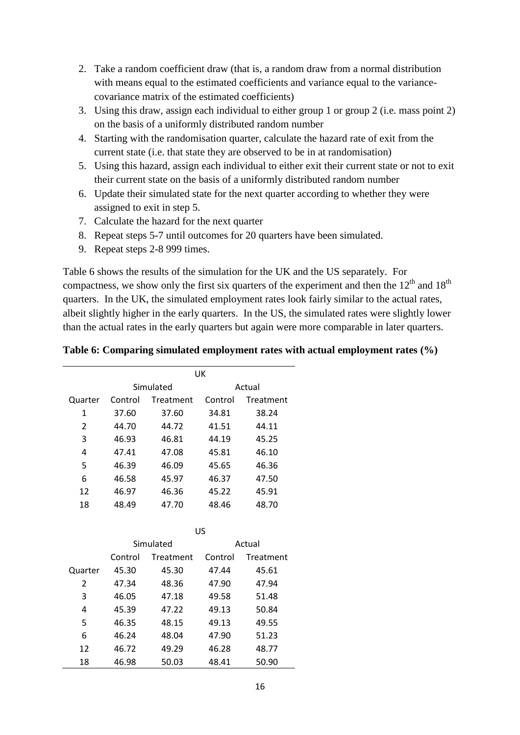2. Take a random coefficient draw (that is, a random draw from a normal distribution with means equal to the estimated coefficients and variance equal to the variance-covariance matrix of the estimated coefficients)
3. Using this draw, assign each individual to either group 1 or group 2 (i.e. mass point 2) on the basis of a uniformly distributed random number
4. Starting with the randomisation quarter, calculate the hazard rate of exit from the current state (i.e. that state they are observed to be in at randomisation)
5. Using this hazard, assign each individual to either exit their current state or not to exit their current state on the basis of a uniformly distributed random number
6. Update their simulated state for the next quarter according to whether they were assigned to exit in step 5.
7. Calculate the hazard for the next quarter
8. Repeat steps 5-7 until outcomes for 20 quarters have been simulated.
9. Repeat steps 2-8 999 times.

Table 6 shows the results of the simulation for the UK and the US separately. For compactness, we show only the first six quarters of the experiment and then the 12th and 18th quarters. In the UK, the simulated employment rates look fairly similar to the actual rates, albeit slightly higher in the early quarters. In the US, the simulated rates were slightly lower than the actual rates in the early quarters but again were more comparable in later quarters.

**Table 6: Comparing simulated employment rates with actual employment rates (%)**

| UK | | | | |
|---|---|---|---|---|
| | Simulated | | Actual | |
| Quarter | Control | Treatment | Control | Treatment |
| 1 | 37.60 | 37.60 | 34.81 | 38.24 |
| 2 | 44.70 | 44.72 | 41.51 | 44.11 |
| 3 | 46.93 | 46.81 | 44.19 | 45.25 |
| 4 | 47.41 | 47.08 | 45.81 | 46.10 |
| 5 | 46.39 | 46.09 | 45.65 | 46.36 |
| 6 | 46.58 | 45.97 | 46.37 | 47.50 |
| 12 | 46.97 | 46.36 | 45.22 | 45.91 |
| 18 | 48.49 | 47.70 | 48.46 | 48.70 |

| US | | | | |
|---|---|---|---|---|
| | Simulated | | Actual | |
| | Control | Treatment | Control | Treatment |
| Quarter | 45.30 | 45.30 | 47.44 | 45.61 |
| 2 | 47.34 | 48.36 | 47.90 | 47.94 |
| 3 | 46.05 | 47.18 | 49.58 | 51.48 |
| 4 | 45.39 | 47.22 | 49.13 | 50.84 |
| 5 | 46.35 | 48.15 | 49.13 | 49.55 |
| 6 | 46.24 | 48.04 | 47.90 | 51.23 |
| 12 | 46.72 | 49.29 | 46.28 | 48.77 |
| 18 | 46.98 | 50.03 | 48.41 | 50.90 |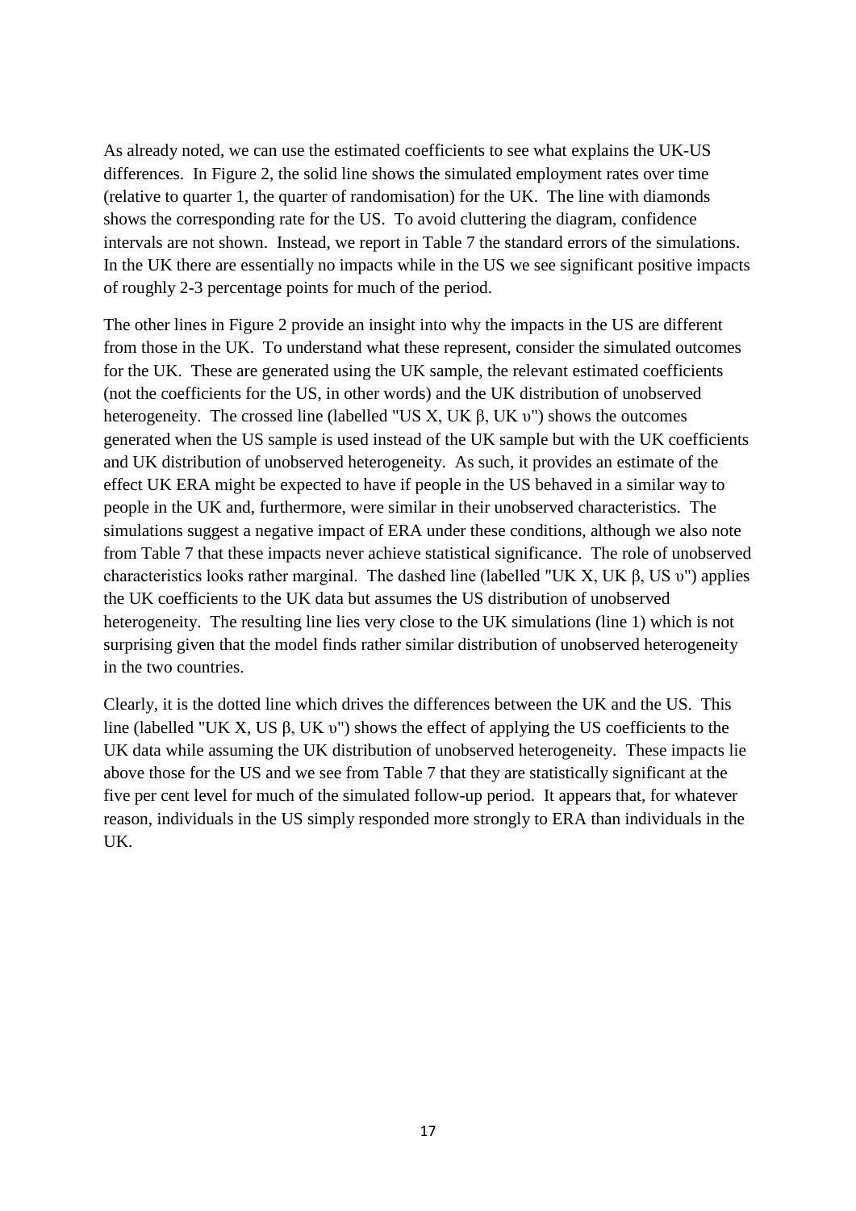As already noted, we can use the estimated coefficients to see what explains the UK-US differences. In Figure 2, the solid line shows the simulated employment rates over time (relative to quarter 1, the quarter of randomisation) for the UK. The line with diamonds shows the corresponding rate for the US. To avoid cluttering the diagram, confidence intervals are not shown. Instead, we report in Table 7 the standard errors of the simulations. In the UK there are essentially no impacts while in the US we see significant positive impacts of roughly 2-3 percentage points for much of the period.

The other lines in Figure 2 provide an insight into why the impacts in the US are different from those in the UK. To understand what these represent, consider the simulated outcomes for the UK. These are generated using the UK sample, the relevant estimated coefficients (not the coefficients for the US, in other words) and the UK distribution of unobserved heterogeneity. The crossed line (labelled "US X, UK β, UK υ") shows the outcomes generated when the US sample is used instead of the UK sample but with the UK coefficients and UK distribution of unobserved heterogeneity. As such, it provides an estimate of the effect UK ERA might be expected to have if people in the US behaved in a similar way to people in the UK and, furthermore, were similar in their unobserved characteristics. The simulations suggest a negative impact of ERA under these conditions, although we also note from Table 7 that these impacts never achieve statistical significance. The role of unobserved characteristics looks rather marginal. The dashed line (labelled "UK X, UK β, US υ") applies the UK coefficients to the UK data but assumes the US distribution of unobserved heterogeneity. The resulting line lies very close to the UK simulations (line 1) which is not surprising given that the model finds rather similar distribution of unobserved heterogeneity in the two countries.

Clearly, it is the dotted line which drives the differences between the UK and the US. This line (labelled "UK X, US β, UK υ") shows the effect of applying the US coefficients to the UK data while assuming the UK distribution of unobserved heterogeneity. These impacts lie above those for the US and we see from Table 7 that they are statistically significant at the five per cent level for much of the simulated follow-up period. It appears that, for whatever reason, individuals in the US simply responded more strongly to ERA than individuals in the UK.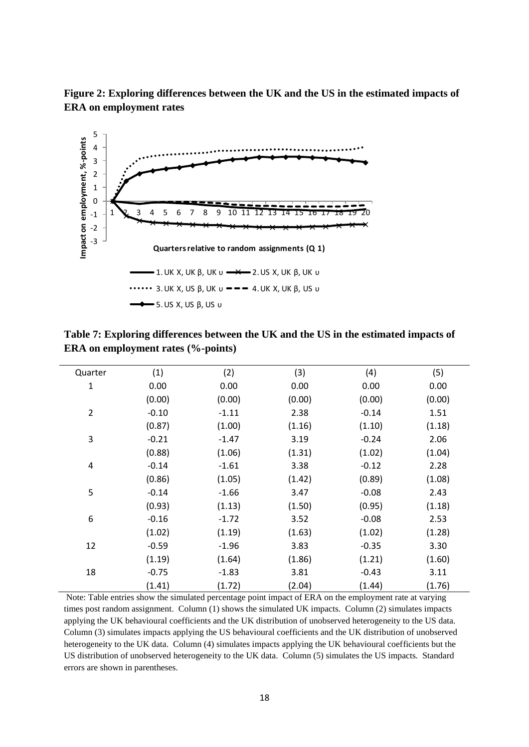**Figure 2: Exploring differences between the UK and the US in the estimated impacts of ERA on employment rates**

**Table 7: Exploring differences between the UK and the US in the estimated impacts of ERA on employment rates (%-points)**

| Quarter | (1) | (2) | (3) | (4) | (5) |
|---|---|---|---|---|---|
| 1 | 0.00 | 0.00 | 0.00 | 0.00 | 0.00 |
| | (0.00) | (0.00) | (0.00) | (0.00) | (0.00) |
| 2 | -0.10 | -1.11 | 2.38 | -0.14 | 1.51 |
| | (0.87) | (1.00) | (1.16) | (1.10) | (1.18) |
| 3 | -0.21 | -1.47 | 3.19 | -0.24 | 2.06 |
| | (0.88) | (1.06) | (1.31) | (1.02) | (1.04) |
| 4 | -0.14 | -1.61 | 3.38 | -0.12 | 2.28 |
| | (0.86) | (1.05) | (1.42) | (0.89) | (1.08) |
| 5 | -0.14 | -1.66 | 3.47 | -0.08 | 2.43 |
| | (0.93) | (1.13) | (1.50) | (0.95) | (1.18) |
| 6 | -0.16 | -1.72 | 3.52 | -0.08 | 2.53 |
| | (1.02) | (1.19) | (1.63) | (1.02) | (1.28) |
| 12 | -0.59 | -1.96 | 3.83 | -0.35 | 3.30 |
| | (1.19) | (1.64) | (1.86) | (1.21) | (1.60) |
| 18 | -0.75 | -1.83 | 3.81 | -0.43 | 3.11 |
| | (1.41) | (1.72) | (2.04) | (1.44) | (1.76) |

Note: Table entries show the simulated percentage point impact of ERA on the employment rate at varying times post random assignment. Column (1) shows the simulated UK impacts. Column (2) simulates impacts applying the UK behavioural coefficients and the UK distribution of unobserved heterogeneity to the US data. Column (3) simulates impacts applying the US behavioural coefficients and the UK distribution of unobserved heterogeneity to the UK data. Column (4) simulates impacts applying the UK behavioural coefficients but the US distribution of unobserved heterogeneity to the UK data. Column (5) simulates the US impacts. Standard errors are shown in parentheses.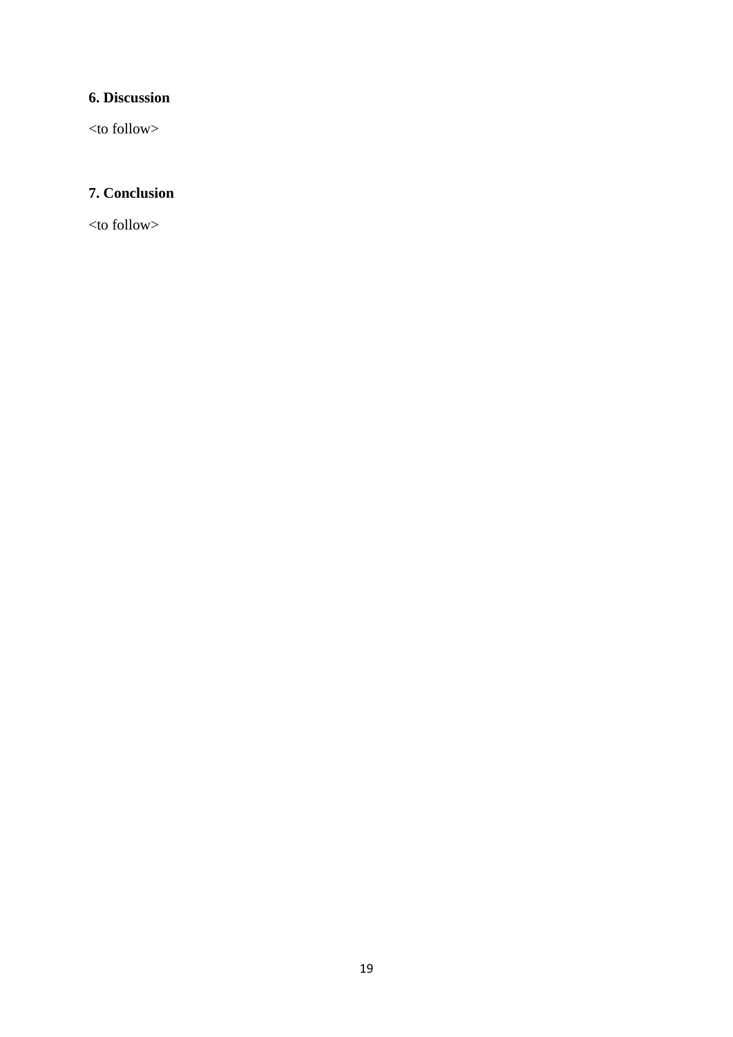## 6. Discussion

<to follow>

## 7. Conclusion

<to follow>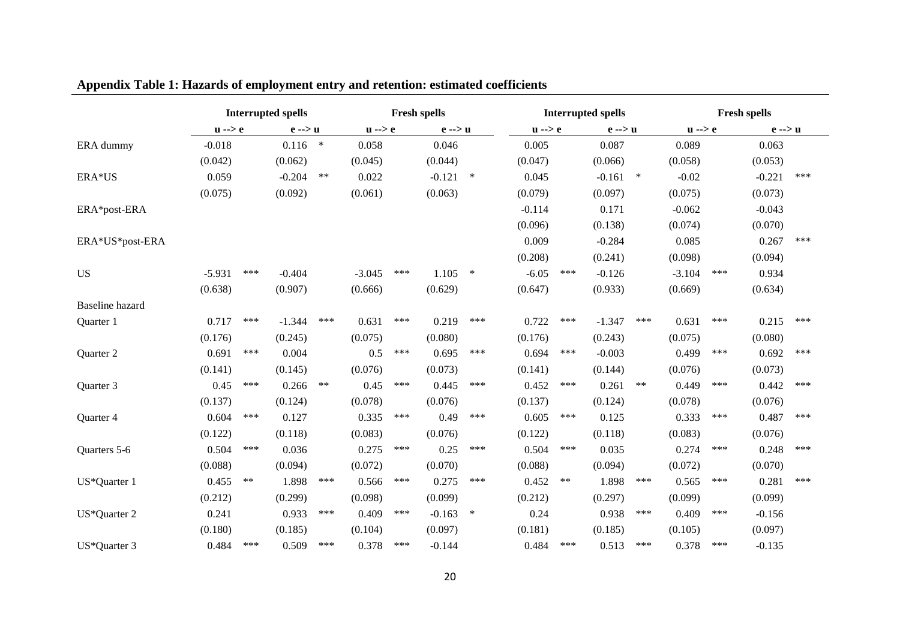## Appendix Table 1: Hazards of employment entry and retention: estimated coefficients

| | Interrupted spells | | Fresh spells | | Interrupted spells | | Fresh spells | |
|---|---|---|---|---|---|---|---|---|
| | u --> e | e --> u | u --> e | e --> u | u --> e | e --> u | u --> e | e --> u |
| ERA dummy | -0.018 | 0.116 * | 0.058 | 0.046 | 0.005 | 0.087 | 0.089 | 0.063 |
| | (0.042) | (0.062) | (0.045) | (0.044) | (0.047) | (0.066) | (0.058) | (0.053) |
| ERA*US | 0.059 | -0.204 ** | 0.022 | -0.121 * | 0.045 | -0.161 * | -0.02 | -0.221 *** |
| | (0.075) | (0.092) | (0.061) | (0.063) | (0.079) | (0.097) | (0.075) | (0.073) |
| ERA*post-ERA | | | | | -0.114 | 0.171 | -0.062 | -0.043 |
| | | | | | (0.096) | (0.138) | (0.074) | (0.070) |
| ERA*US*post-ERA | | | | | 0.009 | -0.284 | 0.085 | 0.267 *** |
| | | | | | (0.208) | (0.241) | (0.098) | (0.094) |
| US | -5.931 *** | -0.404 | -3.045 *** | 1.105 * | -6.05 *** | -0.126 | -3.104 *** | 0.934 |
| | (0.638) | (0.907) | (0.666) | (0.629) | (0.647) | (0.933) | (0.669) | (0.634) |
| Baseline hazard | | | | | | | | |
| Quarter 1 | 0.717 *** | -1.344 *** | 0.631 *** | 0.219 *** | 0.722 *** | -1.347 *** | 0.631 *** | 0.215 *** |
| | (0.176) | (0.245) | (0.075) | (0.080) | (0.176) | (0.243) | (0.075) | (0.080) |
| Quarter 2 | 0.691 *** | 0.004 | 0.5 *** | 0.695 *** | 0.694 *** | -0.003 | 0.499 *** | 0.692 *** |
| | (0.141) | (0.145) | (0.076) | (0.073) | (0.141) | (0.144) | (0.076) | (0.073) |
| Quarter 3 | 0.45 *** | 0.266 ** | 0.45 *** | 0.445 *** | 0.452 *** | 0.261 ** | 0.449 *** | 0.442 *** |
| | (0.137) | (0.124) | (0.078) | (0.076) | (0.137) | (0.124) | (0.078) | (0.076) |
| Quarter 4 | 0.604 *** | 0.127 | 0.335 *** | 0.49 *** | 0.605 *** | 0.125 | 0.333 *** | 0.487 *** |
| | (0.122) | (0.118) | (0.083) | (0.076) | (0.122) | (0.118) | (0.083) | (0.076) |
| Quarters 5-6 | 0.504 *** | 0.036 | 0.275 *** | 0.25 *** | 0.504 *** | 0.035 | 0.274 *** | 0.248 *** |
| | (0.088) | (0.094) | (0.072) | (0.070) | (0.088) | (0.094) | (0.072) | (0.070) |
| US*Quarter 1 | 0.455 ** | 1.898 *** | 0.566 *** | 0.275 *** | 0.452 ** | 1.898 *** | 0.565 *** | 0.281 *** |
| | (0.212) | (0.299) | (0.098) | (0.099) | (0.212) | (0.297) | (0.099) | (0.099) |
| US*Quarter 2 | 0.241 | 0.933 *** | 0.409 *** | -0.163 * | 0.24 | 0.938 *** | 0.409 *** | -0.156 |
| | (0.180) | (0.185) | (0.104) | (0.097) | (0.181) | (0.185) | (0.105) | (0.097) |
| US*Quarter 3 | 0.484 *** | 0.509 *** | 0.378 *** | -0.144 | 0.484 *** | 0.513 *** | 0.378 *** | -0.135 |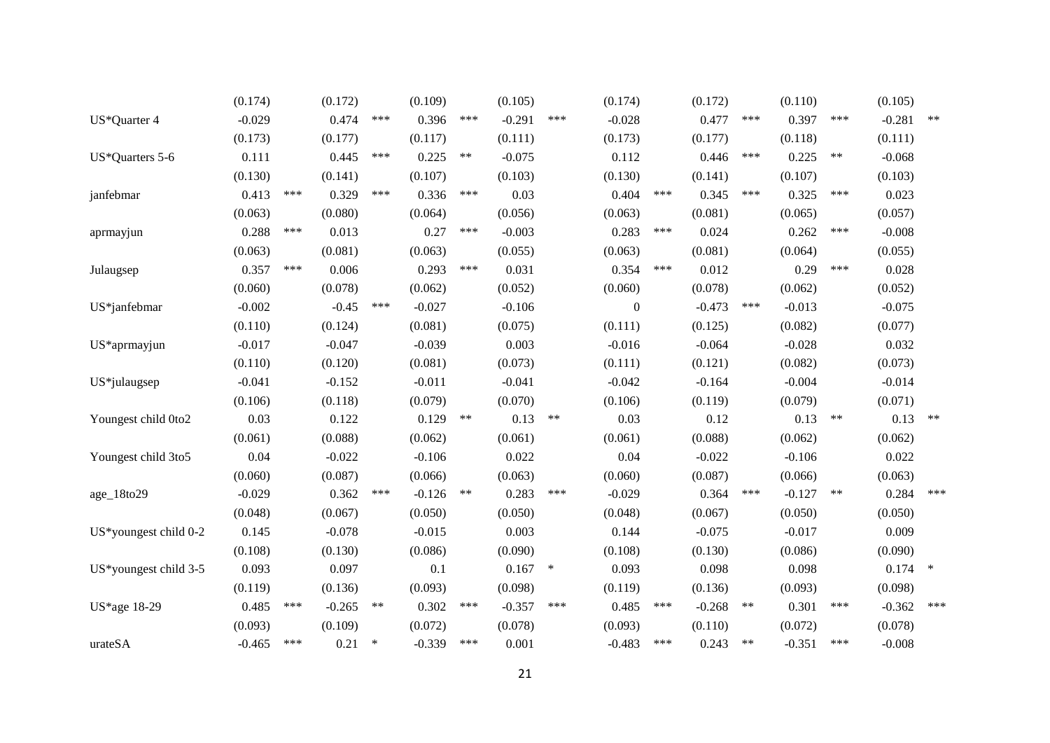| | | | | | | | | | | | | | | | | |
|---|---|---|---|---|---|---|---|---|---|---|---|---|---|---|---|---|
| | (0.174) | | (0.172) | | (0.109) | | (0.105) | | (0.174) | | (0.172) | | (0.110) | | (0.105) | |
| US*Quarter 4 | -0.029 | | 0.474 | *** | 0.396 | *** | -0.291 | *** | -0.028 | | 0.477 | *** | 0.397 | *** | -0.281 | ** |
| | (0.173) | | (0.177) | | (0.117) | | (0.111) | | (0.173) | | (0.177) | | (0.118) | | (0.111) | |
| US*Quarters 5-6 | 0.111 | | 0.445 | *** | 0.225 | ** | -0.075 | | 0.112 | | 0.446 | *** | 0.225 | ** | -0.068 | |
| | (0.130) | | (0.141) | | (0.107) | | (0.103) | | (0.130) | | (0.141) | | (0.107) | | (0.103) | |
| janfebmar | 0.413 | *** | 0.329 | *** | 0.336 | *** | 0.03 | | 0.404 | *** | 0.345 | *** | 0.325 | *** | 0.023 | |
| | (0.063) | | (0.080) | | (0.064) | | (0.056) | | (0.063) | | (0.081) | | (0.065) | | (0.057) | |
| aprmayjun | 0.288 | *** | 0.013 | | 0.27 | *** | -0.003 | | 0.283 | *** | 0.024 | | 0.262 | *** | -0.008 | |
| | (0.063) | | (0.081) | | (0.063) | | (0.055) | | (0.063) | | (0.081) | | (0.064) | | (0.055) | |
| Julaugsep | 0.357 | *** | 0.006 | | 0.293 | *** | 0.031 | | 0.354 | *** | 0.012 | | 0.29 | *** | 0.028 | |
| | (0.060) | | (0.078) | | (0.062) | | (0.052) | | (0.060) | | (0.078) | | (0.062) | | (0.052) | |
| US*janfebmar | -0.002 | | -0.45 | *** | -0.027 | | -0.106 | | 0 | | -0.473 | *** | -0.013 | | -0.075 | |
| | (0.110) | | (0.124) | | (0.081) | | (0.075) | | (0.111) | | (0.125) | | (0.082) | | (0.077) | |
| US*aprmayjun | -0.017 | | -0.047 | | -0.039 | | 0.003 | | -0.016 | | -0.064 | | -0.028 | | 0.032 | |
| | (0.110) | | (0.120) | | (0.081) | | (0.073) | | (0.111) | | (0.121) | | (0.082) | | (0.073) | |
| US*julaugsep | -0.041 | | -0.152 | | -0.011 | | -0.041 | | -0.042 | | -0.164 | | -0.004 | | -0.014 | |
| | (0.106) | | (0.118) | | (0.079) | | (0.070) | | (0.106) | | (0.119) | | (0.079) | | (0.071) | |
| Youngest child 0to2 | 0.03 | | 0.122 | | 0.129 | ** | 0.13 | ** | 0.03 | | 0.12 | | 0.13 | ** | 0.13 | ** |
| | (0.061) | | (0.088) | | (0.062) | | (0.061) | | (0.061) | | (0.088) | | (0.062) | | (0.062) | |
| Youngest child 3to5 | 0.04 | | -0.022 | | -0.106 | | 0.022 | | 0.04 | | -0.022 | | -0.106 | | 0.022 | |
| | (0.060) | | (0.087) | | (0.066) | | (0.063) | | (0.060) | | (0.087) | | (0.066) | | (0.063) | |
| age_18to29 | -0.029 | | 0.362 | *** | -0.126 | ** | 0.283 | *** | -0.029 | | 0.364 | *** | -0.127 | ** | 0.284 | *** |
| | (0.048) | | (0.067) | | (0.050) | | (0.050) | | (0.048) | | (0.067) | | (0.050) | | (0.050) | |
| US*youngest child 0-2 | 0.145 | | -0.078 | | -0.015 | | 0.003 | | 0.144 | | -0.075 | | -0.017 | | 0.009 | |
| | (0.108) | | (0.130) | | (0.086) | | (0.090) | | (0.108) | | (0.130) | | (0.086) | | (0.090) | |
| US*youngest child 3-5 | 0.093 | | 0.097 | | 0.1 | | 0.167 | * | 0.093 | | 0.098 | | 0.098 | | 0.174 | * |
| | (0.119) | | (0.136) | | (0.093) | | (0.098) | | (0.119) | | (0.136) | | (0.093) | | (0.098) | |
| US*age 18-29 | 0.485 | *** | -0.265 | ** | 0.302 | *** | -0.357 | *** | 0.485 | *** | -0.268 | ** | 0.301 | *** | -0.362 | *** |
| | (0.093) | | (0.109) | | (0.072) | | (0.078) | | (0.093) | | (0.110) | | (0.072) | | (0.078) | |
| urateSA | -0.465 | *** | 0.21 | * | -0.339 | *** | 0.001 | | -0.483 | *** | 0.243 | ** | -0.351 | *** | -0.008 | |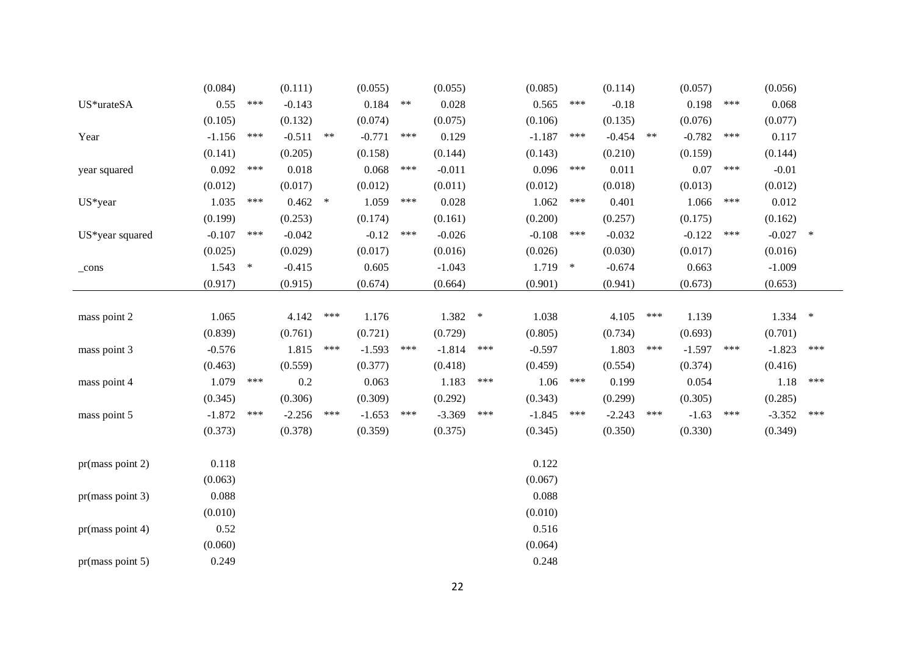| | | | | | | | | | | | | | | | | |
|---|---|---|---|---|---|---|---|---|---|---|---|---|---|---|---|---|
| | (0.084) | | (0.111) | | (0.055) | | (0.055) | | (0.085) | | (0.114) | | (0.057) | | (0.056) | |
| US*urateSA | 0.55 | *** | -0.143 | | 0.184 | ** | 0.028 | | 0.565 | *** | -0.18 | | 0.198 | *** | 0.068 | |
| | (0.105) | | (0.132) | | (0.074) | | (0.075) | | (0.106) | | (0.135) | | (0.076) | | (0.077) | |
| Year | -1.156 | *** | -0.511 | ** | -0.771 | *** | 0.129 | | -1.187 | *** | -0.454 | ** | -0.782 | *** | 0.117 | |
| | (0.141) | | (0.205) | | (0.158) | | (0.144) | | (0.143) | | (0.210) | | (0.159) | | (0.144) | |
| year squared | 0.092 | *** | 0.018 | | 0.068 | *** | -0.011 | | 0.096 | *** | 0.011 | | 0.07 | *** | -0.01 | |
| | (0.012) | | (0.017) | | (0.012) | | (0.011) | | (0.012) | | (0.018) | | (0.013) | | (0.012) | |
| US*year | 1.035 | *** | 0.462 | * | 1.059 | *** | 0.028 | | 1.062 | *** | 0.401 | | 1.066 | *** | 0.012 | |
| | (0.199) | | (0.253) | | (0.174) | | (0.161) | | (0.200) | | (0.257) | | (0.175) | | (0.162) | |
| US*year squared | -0.107 | *** | -0.042 | | -0.12 | *** | -0.026 | | -0.108 | *** | -0.032 | | -0.122 | *** | -0.027 | * |
| | (0.025) | | (0.029) | | (0.017) | | (0.016) | | (0.026) | | (0.030) | | (0.017) | | (0.016) | |
| _cons | 1.543 | * | -0.415 | | 0.605 | | -1.043 | | 1.719 | * | -0.674 | | 0.663 | | -1.009 | |
| | (0.917) | | (0.915) | | (0.674) | | (0.664) | | (0.901) | | (0.941) | | (0.673) | | (0.653) | |
| mass point 2 | 1.065 | | 4.142 | *** | 1.176 | | 1.382 | * | 1.038 | | 4.105 | *** | 1.139 | | 1.334 | * |
| | (0.839) | | (0.761) | | (0.721) | | (0.729) | | (0.805) | | (0.734) | | (0.693) | | (0.701) | |
| mass point 3 | -0.576 | | 1.815 | *** | -1.593 | *** | -1.814 | *** | -0.597 | | 1.803 | *** | -1.597 | *** | -1.823 | *** |
| | (0.463) | | (0.559) | | (0.377) | | (0.418) | | (0.459) | | (0.554) | | (0.374) | | (0.416) | |
| mass point 4 | 1.079 | *** | 0.2 | | 0.063 | | 1.183 | *** | 1.06 | *** | 0.199 | | 0.054 | | 1.18 | *** |
| | (0.345) | | (0.306) | | (0.309) | | (0.292) | | (0.343) | | (0.299) | | (0.305) | | (0.285) | |
| mass point 5 | -1.872 | *** | -2.256 | *** | -1.653 | *** | -3.369 | *** | -1.845 | *** | -2.243 | *** | -1.63 | *** | -3.352 | *** |
| | (0.373) | | (0.378) | | (0.359) | | (0.375) | | (0.345) | | (0.350) | | (0.330) | | (0.349) | |
| pr(mass point 2) | 0.118 | | | | | | | | 0.122 | | | | | | | |
| | (0.063) | | | | | | | | (0.067) | | | | | | | |
| pr(mass point 3) | 0.088 | | | | | | | | 0.088 | | | | | | | |
| | (0.010) | | | | | | | | (0.010) | | | | | | | |
| pr(mass point 4) | 0.52 | | | | | | | | 0.516 | | | | | | | |
| | (0.060) | | | | | | | | (0.064) | | | | | | | |
| pr(mass point 5) | 0.249 | | | | | | | | 0.248 | | | | | | | |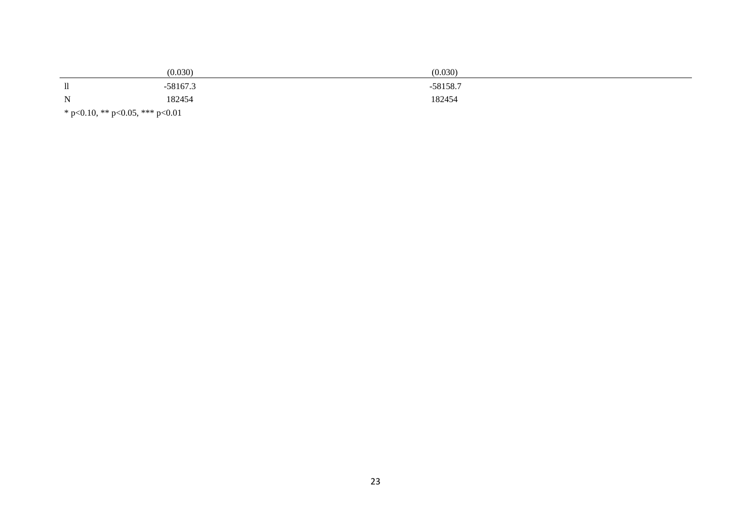| | | |
|---|---|---|
| | (0.030) | (0.030) |
| ll | -58167.3 | -58158.7 |
| N | 182454 | 182454 |

* p<0.10, ** p<0.05, *** p<0.01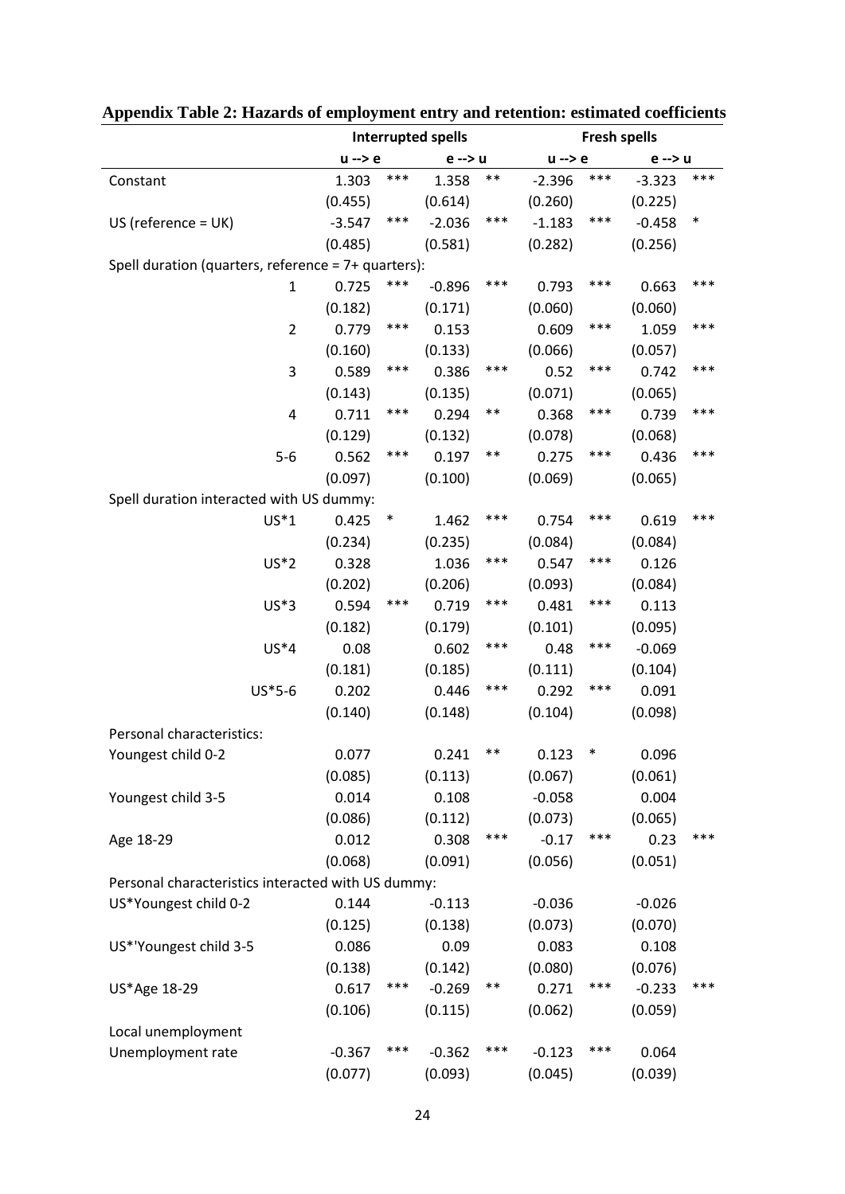**Appendix Table 2: Hazards of employment entry and retention: estimated coefficients**

| | Interrupted spells | | | | Fresh spells | | | |
|---|---|---|---|---|---|---|---|---|
| | u --> e | | e --> u | | u --> e | | e --> u | |
| Constant | 1.303 | *** | 1.358 | ** | -2.396 | *** | -3.323 | *** |
| | (0.455) | | (0.614) | | (0.260) | | (0.225) | |
| US (reference = UK) | -3.547 | *** | -2.036 | *** | -1.183 | *** | -0.458 | * |
| | (0.485) | | (0.581) | | (0.282) | | (0.256) | |
| Spell duration (quarters, reference = 7+ quarters): | | | | | | | | |
| 1 | 0.725 | *** | -0.896 | *** | 0.793 | *** | 0.663 | *** |
| | (0.182) | | (0.171) | | (0.060) | | (0.060) | |
| 2 | 0.779 | *** | 0.153 | | 0.609 | *** | 1.059 | *** |
| | (0.160) | | (0.133) | | (0.066) | | (0.057) | |
| 3 | 0.589 | *** | 0.386 | *** | 0.52 | *** | 0.742 | *** |
| | (0.143) | | (0.135) | | (0.071) | | (0.065) | |
| 4 | 0.711 | *** | 0.294 | ** | 0.368 | *** | 0.739 | *** |
| | (0.129) | | (0.132) | | (0.078) | | (0.068) | |
| 5-6 | 0.562 | *** | 0.197 | ** | 0.275 | *** | 0.436 | *** |
| | (0.097) | | (0.100) | | (0.069) | | (0.065) | |
| Spell duration interacted with US dummy: | | | | | | | | |
| US*1 | 0.425 | * | 1.462 | *** | 0.754 | *** | 0.619 | *** |
| | (0.234) | | (0.235) | | (0.084) | | (0.084) | |
| US*2 | 0.328 | | 1.036 | *** | 0.547 | *** | 0.126 | |
| | (0.202) | | (0.206) | | (0.093) | | (0.084) | |
| US*3 | 0.594 | *** | 0.719 | *** | 0.481 | *** | 0.113 | |
| | (0.182) | | (0.179) | | (0.101) | | (0.095) | |
| US*4 | 0.08 | | 0.602 | *** | 0.48 | *** | -0.069 | |
| | (0.181) | | (0.185) | | (0.111) | | (0.104) | |
| US*5-6 | 0.202 | | 0.446 | *** | 0.292 | *** | 0.091 | |
| | (0.140) | | (0.148) | | (0.104) | | (0.098) | |
| Personal characteristics: | | | | | | | | |
| Youngest child 0-2 | 0.077 | | 0.241 | ** | 0.123 | * | 0.096 | |
| | (0.085) | | (0.113) | | (0.067) | | (0.061) | |
| Youngest child 3-5 | 0.014 | | 0.108 | | -0.058 | | 0.004 | |
| | (0.086) | | (0.112) | | (0.073) | | (0.065) | |
| Age 18-29 | 0.012 | | 0.308 | *** | -0.17 | *** | 0.23 | *** |
| | (0.068) | | (0.091) | | (0.056) | | (0.051) | |
| Personal characteristics interacted with US dummy: | | | | | | | | |
| US*Youngest child 0-2 | 0.144 | | -0.113 | | -0.036 | | -0.026 | |
| | (0.125) | | (0.138) | | (0.073) | | (0.070) | |
| US*'Youngest child 3-5 | 0.086 | | 0.09 | | 0.083 | | 0.108 | |
| | (0.138) | | (0.142) | | (0.080) | | (0.076) | |
| US*Age 18-29 | 0.617 | *** | -0.269 | ** | 0.271 | *** | -0.233 | *** |
| | (0.106) | | (0.115) | | (0.062) | | (0.059) | |
| Local unemployment | | | | | | | | |
| Unemployment rate | -0.367 | *** | -0.362 | *** | -0.123 | *** | 0.064 | |
| | (0.077) | | (0.093) | | (0.045) | | (0.039) | |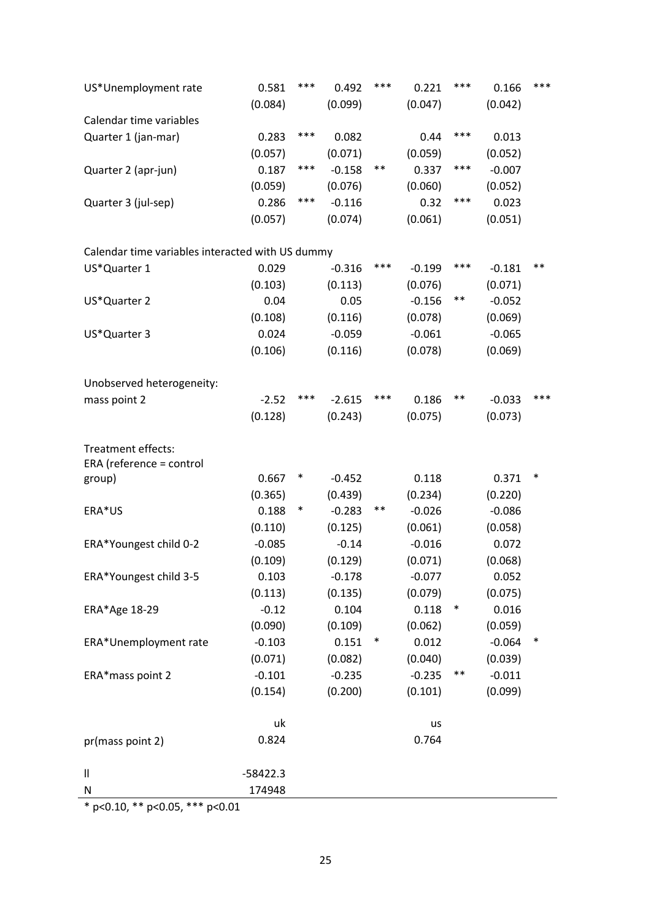| | | | | | | | | |
|---|---|---|---|---|---|---|---|---|
| US*Unemployment rate | 0.581 | *** | 0.492 | *** | 0.221 | *** | 0.166 | *** |
| | (0.084) | | (0.099) | | (0.047) | | (0.042) | |
| Calendar time variables | | | | | | | | |
| Quarter 1 (jan-mar) | 0.283 | *** | 0.082 | | 0.44 | *** | 0.013 | |
| | (0.057) | | (0.071) | | (0.059) | | (0.052) | |
| Quarter 2 (apr-jun) | 0.187 | *** | -0.158 | ** | 0.337 | *** | -0.007 | |
| | (0.059) | | (0.076) | | (0.060) | | (0.052) | |
| Quarter 3 (jul-sep) | 0.286 | *** | -0.116 | | 0.32 | *** | 0.023 | |
| | (0.057) | | (0.074) | | (0.061) | | (0.051) | |
| Calendar time variables interacted with US dummy | | | | | | | | |
| US*Quarter 1 | 0.029 | | -0.316 | *** | -0.199 | *** | -0.181 | ** |
| | (0.103) | | (0.113) | | (0.076) | | (0.071) | |
| US*Quarter 2 | 0.04 | | 0.05 | | -0.156 | ** | -0.052 | |
| | (0.108) | | (0.116) | | (0.078) | | (0.069) | |
| US*Quarter 3 | 0.024 | | -0.059 | | -0.061 | | -0.065 | |
| | (0.106) | | (0.116) | | (0.078) | | (0.069) | |
| Unobserved heterogeneity: | | | | | | | | |
| mass point 2 | -2.52 | *** | -2.615 | *** | 0.186 | ** | -0.033 | *** |
| | (0.128) | | (0.243) | | (0.075) | | (0.073) | |
| Treatment effects: | | | | | | | | |
| ERA (reference = control group) | 0.667 | * | -0.452 | | 0.118 | | 0.371 | * |
| | (0.365) | | (0.439) | | (0.234) | | (0.220) | |
| ERA*US | 0.188 | * | -0.283 | ** | -0.026 | | -0.086 | |
| | (0.110) | | (0.125) | | (0.061) | | (0.058) | |
| ERA*Youngest child 0-2 | -0.085 | | -0.14 | | -0.016 | | 0.072 | |
| | (0.109) | | (0.129) | | (0.071) | | (0.068) | |
| ERA*Youngest child 3-5 | 0.103 | | -0.178 | | -0.077 | | 0.052 | |
| | (0.113) | | (0.135) | | (0.079) | | (0.075) | |
| ERA*Age 18-29 | -0.12 | | 0.104 | | 0.118 | * | 0.016 | |
| | (0.090) | | (0.109) | | (0.062) | | (0.059) | |
| ERA*Unemployment rate | -0.103 | | 0.151 | * | 0.012 | | -0.064 | * |
| | (0.071) | | (0.082) | | (0.040) | | (0.039) | |
| ERA*mass point 2 | -0.101 | | -0.235 | | -0.235 | ** | -0.011 | |
| | (0.154) | | (0.200) | | (0.101) | | (0.099) | |
| | uk | | | | us | | | |
| pr(mass point 2) | 0.824 | | | | 0.764 | | | |
| ll | -58422.3 | | | | | | | |
| N | 174948 | | | | | | | |

* p<0.10, ** p<0.05, *** p<0.01